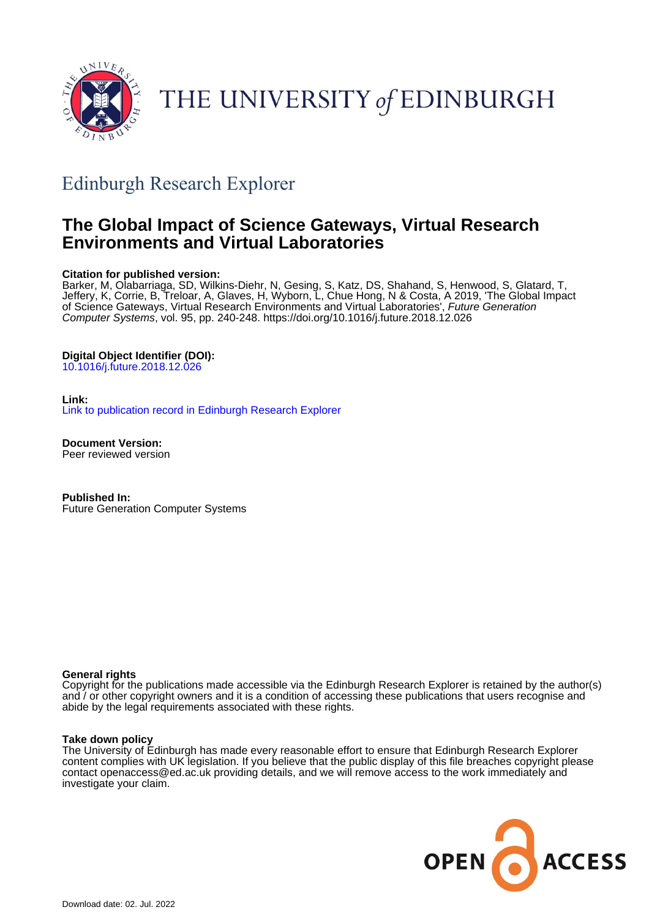# THE UNIVERSITY *of* EDINBURGH

## Edinburgh Research Explorer

# The Global Impact of Science Gateways, Virtual Research Environments and Virtual Laboratories

**Citation for published version:**
Barker, M, Olabarriaga, SD, Wilkins-Diehr, N, Gesing, S, Katz, DS, Shahand, S, Henwood, S, Glatard, T, Jeffery, K, Corrie, B, Treloar, A, Glaves, H, Wyborn, L, Chue Hong, N & Costa, A 2019, 'The Global Impact of Science Gateways, Virtual Research Environments and Virtual Laboratories', *Future Generation Computer Systems*, vol. 95, pp. 240-248. https://doi.org/10.1016/j.future.2018.12.026

**Digital Object Identifier (DOI):**
10.1016/j.future.2018.12.026

**Link:**
Link to publication record in Edinburgh Research Explorer

**Document Version:**
Peer reviewed version

**Published In:**
Future Generation Computer Systems

**General rights**
Copyright for the publications made accessible via the Edinburgh Research Explorer is retained by the author(s) and / or other copyright owners and it is a condition of accessing these publications that users recognise and abide by the legal requirements associated with these rights.

**Take down policy**
The University of Edinburgh has made every reasonable effort to ensure that Edinburgh Research Explorer content complies with UK legislation. If you believe that the public display of this file breaches copyright please contact openaccess@ed.ac.uk providing details, and we will remove access to the work immediately and investigate your claim.

OPEN ACCESS

Download date: 02. Jul. 2022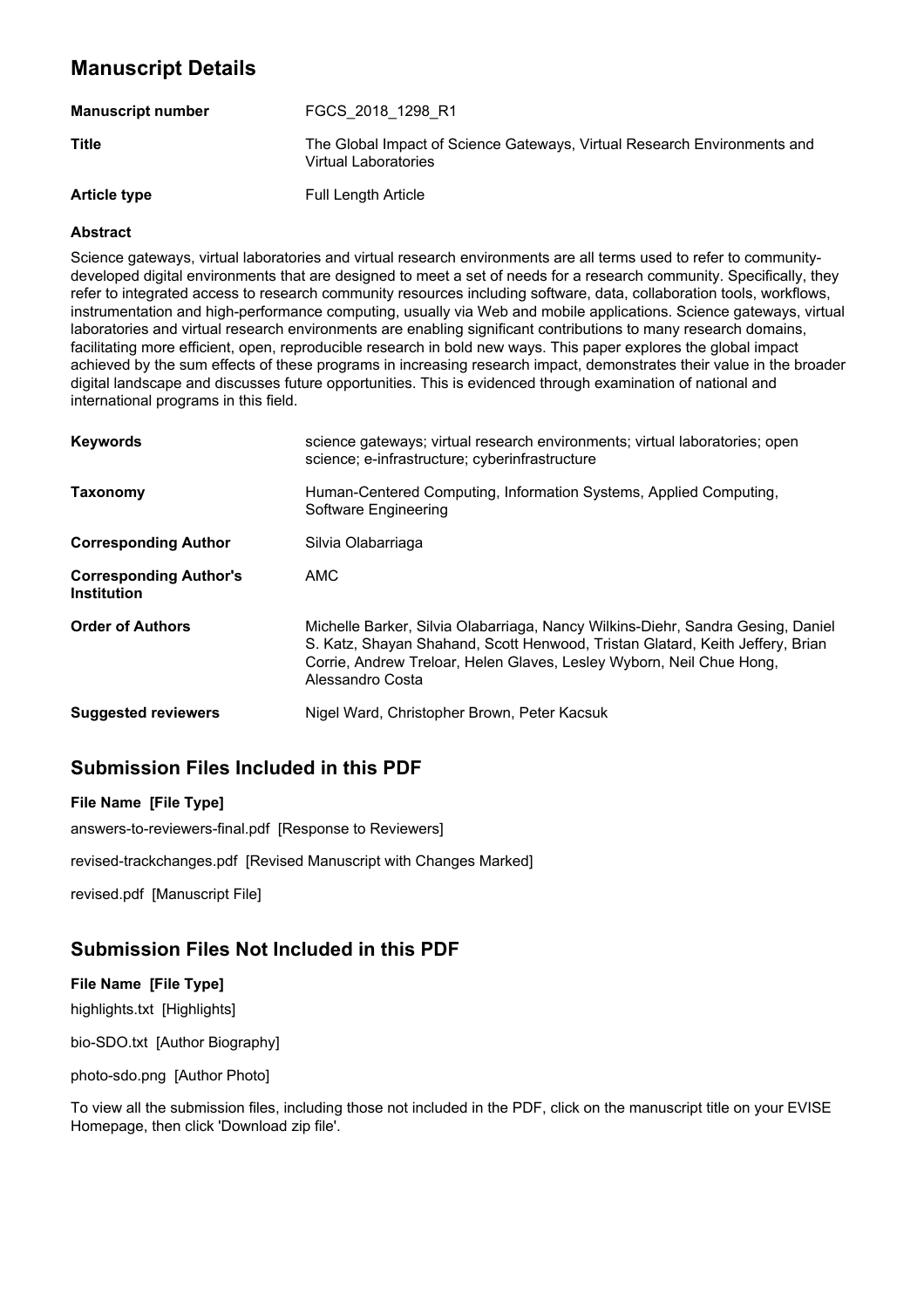## Manuscript Details

| | |
|---|---|
| **Manuscript number** | FGCS_2018_1298_R1 |
| **Title** | The Global Impact of Science Gateways, Virtual Research Environments and Virtual Laboratories |
| **Article type** | Full Length Article |

### Abstract

Science gateways, virtual laboratories and virtual research environments are all terms used to refer to community-developed digital environments that are designed to meet a set of needs for a research community. Specifically, they refer to integrated access to research community resources including software, data, collaboration tools, workflows, instrumentation and high-performance computing, usually via Web and mobile applications. Science gateways, virtual laboratories and virtual research environments are enabling significant contributions to many research domains, facilitating more efficient, open, reproducible research in bold new ways. This paper explores the global impact achieved by the sum effects of these programs in increasing research impact, demonstrates their value in the broader digital landscape and discusses future opportunities. This is evidenced through examination of national and international programs in this field.

| | |
|---|---|
| **Keywords** | science gateways; virtual research environments; virtual laboratories; open science; e-infrastructure; cyberinfrastructure |
| **Taxonomy** | Human-Centered Computing, Information Systems, Applied Computing, Software Engineering |
| **Corresponding Author** | Silvia Olabarriaga |
| **Corresponding Author's Institution** | AMC |
| **Order of Authors** | Michelle Barker, Silvia Olabarriaga, Nancy Wilkins-Diehr, Sandra Gesing, Daniel S. Katz, Shayan Shahand, Scott Henwood, Tristan Glatard, Keith Jeffery, Brian Corrie, Andrew Treloar, Helen Glaves, Lesley Wyborn, Neil Chue Hong, Alessandro Costa |
| **Suggested reviewers** | Nigel Ward, Christopher Brown, Peter Kacsuk |

## Submission Files Included in this PDF

**File Name [File Type]**

answers-to-reviewers-final.pdf [Response to Reviewers]

revised-trackchanges.pdf [Revised Manuscript with Changes Marked]

revised.pdf [Manuscript File]

## Submission Files Not Included in this PDF

**File Name [File Type]**

highlights.txt [Highlights]

bio-SDO.txt [Author Biography]

photo-sdo.png [Author Photo]

To view all the submission files, including those not included in the PDF, click on the manuscript title on your EVISE Homepage, then click 'Download zip file'.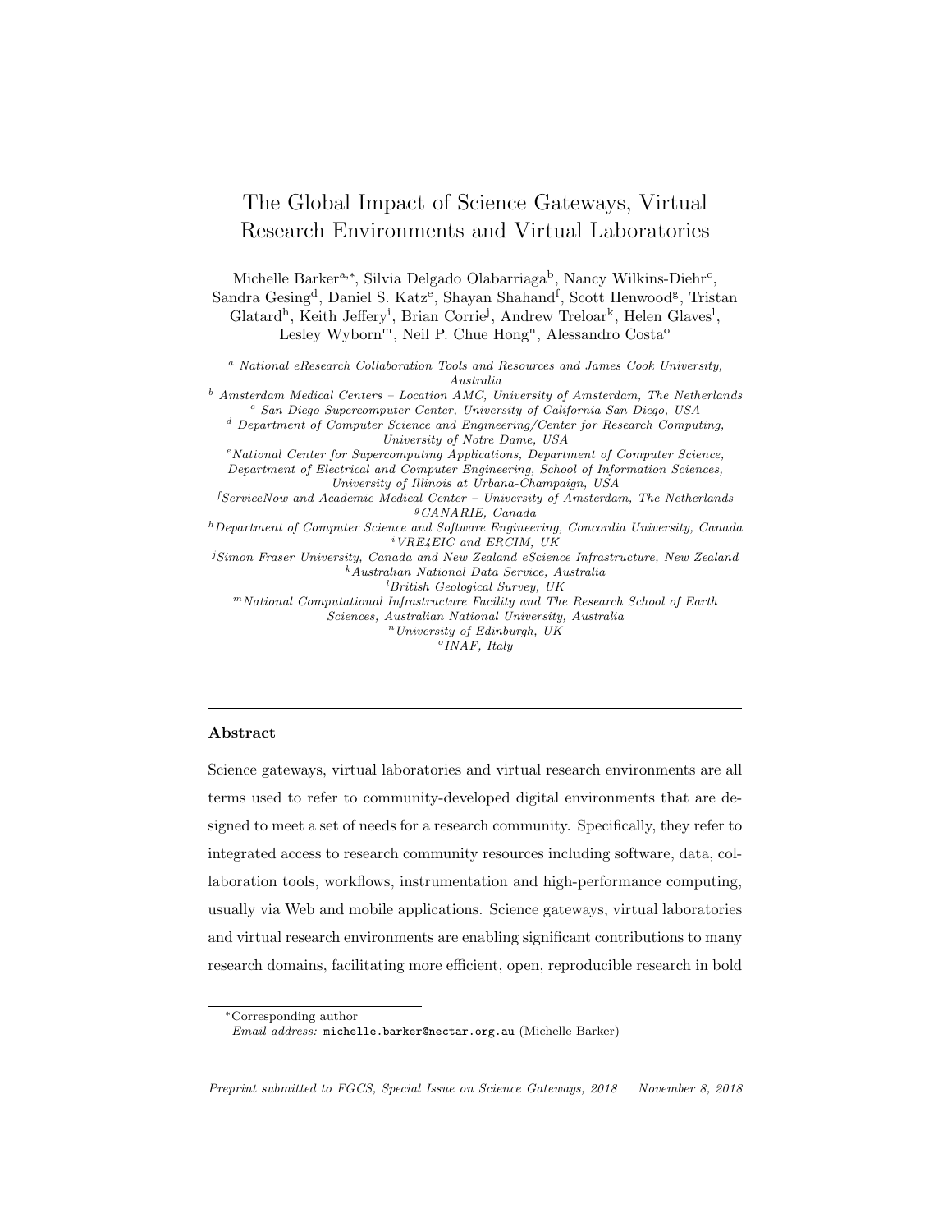# The Global Impact of Science Gateways, Virtual Research Environments and Virtual Laboratories

Michelle Barker[a,*], Silvia Delgado Olabarriaga[b], Nancy Wilkins-Diehr[c], Sandra Gesing[d], Daniel S. Katz[e], Shayan Shahand[f], Scott Henwood[g], Tristan Glatard[h], Keith Jeffery[i], Brian Corrie[j], Andrew Treloar[k], Helen Glaves[l], Lesley Wyborn[m], Neil P. Chue Hong[n], Alessandro Costa[o]

[a] *National eResearch Collaboration Tools and Resources and James Cook University, Australia*
[b] *Amsterdam Medical Centers – Location AMC, University of Amsterdam, The Netherlands*
[c] *San Diego Supercomputer Center, University of California San Diego, USA*
[d] *Department of Computer Science and Engineering/Center for Research Computing, University of Notre Dame, USA*
[e] *National Center for Supercomputing Applications, Department of Computer Science, Department of Electrical and Computer Engineering, School of Information Sciences, University of Illinois at Urbana-Champaign, USA*
[f] *ServiceNow and Academic Medical Center – University of Amsterdam, The Netherlands*
[g] *CANARIE, Canada*
[h] *Department of Computer Science and Software Engineering, Concordia University, Canada*
[i] *VRE4EIC and ERCIM, UK*
[j] *Simon Fraser University, Canada and New Zealand eScience Infrastructure, New Zealand*
[k] *Australian National Data Service, Australia*
[l] *British Geological Survey, UK*
[m] *National Computational Infrastructure Facility and The Research School of Earth Sciences, Australian National University, Australia*
[n] *University of Edinburgh, UK*
[o] *INAF, Italy*

## Abstract

Science gateways, virtual laboratories and virtual research environments are all terms used to refer to community-developed digital environments that are designed to meet a set of needs for a research community. Specifically, they refer to integrated access to research community resources including software, data, collaboration tools, workflows, instrumentation and high-performance computing, usually via Web and mobile applications. Science gateways, virtual laboratories and virtual research environments are enabling significant contributions to many research domains, facilitating more efficient, open, reproducible research in bold

*Corresponding author
*Email address:* michelle.barker@nectar.org.au (Michelle Barker)

*Preprint submitted to FGCS, Special Issue on Science Gateways, 2018 November 8, 2018*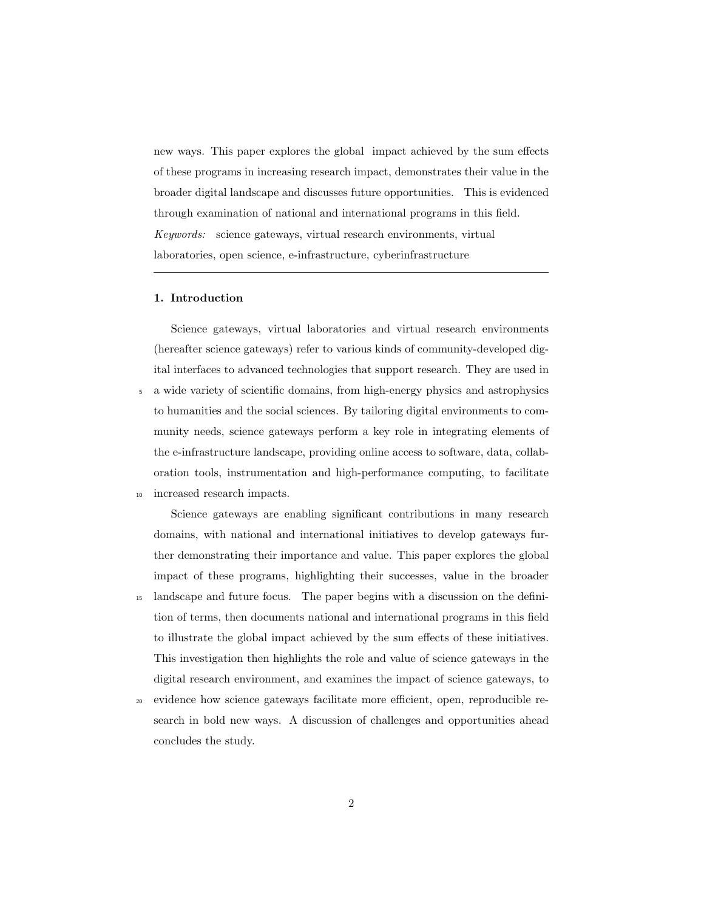new ways. This paper explores the global impact achieved by the sum effects of these programs in increasing research impact, demonstrates their value in the broader digital landscape and discusses future opportunities. This is evidenced through examination of national and international programs in this field.

*Keywords:* science gateways, virtual research environments, virtual laboratories, open science, e-infrastructure, cyberinfrastructure

---

## 1. Introduction

Science gateways, virtual laboratories and virtual research environments (hereafter science gateways) refer to various kinds of community-developed digital interfaces to advanced technologies that support research. They are used in a wide variety of scientific domains, from high-energy physics and astrophysics to humanities and the social sciences. By tailoring digital environments to community needs, science gateways perform a key role in integrating elements of the e-infrastructure landscape, providing online access to software, data, collaboration tools, instrumentation and high-performance computing, to facilitate increased research impacts.

Science gateways are enabling significant contributions in many research domains, with national and international initiatives to develop gateways further demonstrating their importance and value. This paper explores the global impact of these programs, highlighting their successes, value in the broader landscape and future focus. The paper begins with a discussion on the definition of terms, then documents national and international programs in this field to illustrate the global impact achieved by the sum effects of these initiatives. This investigation then highlights the role and value of science gateways in the digital research environment, and examines the impact of science gateways, to evidence how science gateways facilitate more efficient, open, reproducible research in bold new ways. A discussion of challenges and opportunities ahead concludes the study.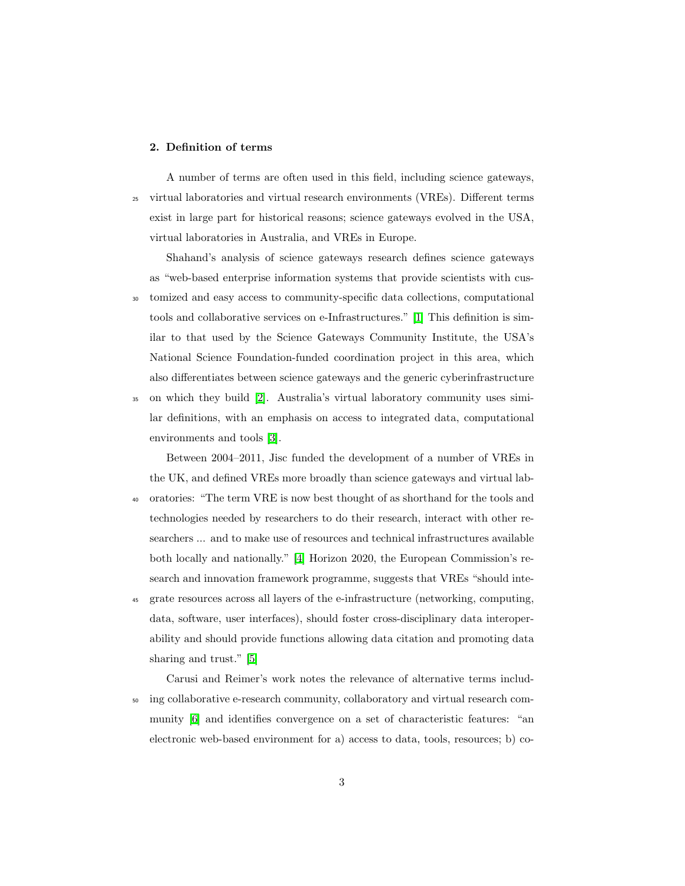## 2. Definition of terms

A number of terms are often used in this field, including science gateways, virtual laboratories and virtual research environments (VREs). Different terms exist in large part for historical reasons; science gateways evolved in the USA, virtual laboratories in Australia, and VREs in Europe.

Shahand's analysis of science gateways research defines science gateways as "web-based enterprise information systems that provide scientists with customized and easy access to community-specific data collections, computational tools and collaborative services on e-Infrastructures." [1] This definition is similar to that used by the Science Gateways Community Institute, the USA's National Science Foundation-funded coordination project in this area, which also differentiates between science gateways and the generic cyberinfrastructure on which they build [2]. Australia's virtual laboratory community uses similar definitions, with an emphasis on access to integrated data, computational environments and tools [3].

Between 2004–2011, Jisc funded the development of a number of VREs in the UK, and defined VREs more broadly than science gateways and virtual laboratories: "The term VRE is now best thought of as shorthand for the tools and technologies needed by researchers to do their research, interact with other researchers ... and to make use of resources and technical infrastructures available both locally and nationally." [4] Horizon 2020, the European Commission's research and innovation framework programme, suggests that VREs "should integrate resources across all layers of the e-infrastructure (networking, computing, data, software, user interfaces), should foster cross-disciplinary data interoperability and should provide functions allowing data citation and promoting data sharing and trust." [5]

Carusi and Reimer's work notes the relevance of alternative terms including collaborative e-research community, collaboratory and virtual research community [6] and identifies convergence on a set of characteristic features: "an electronic web-based environment for a) access to data, tools, resources; b) co-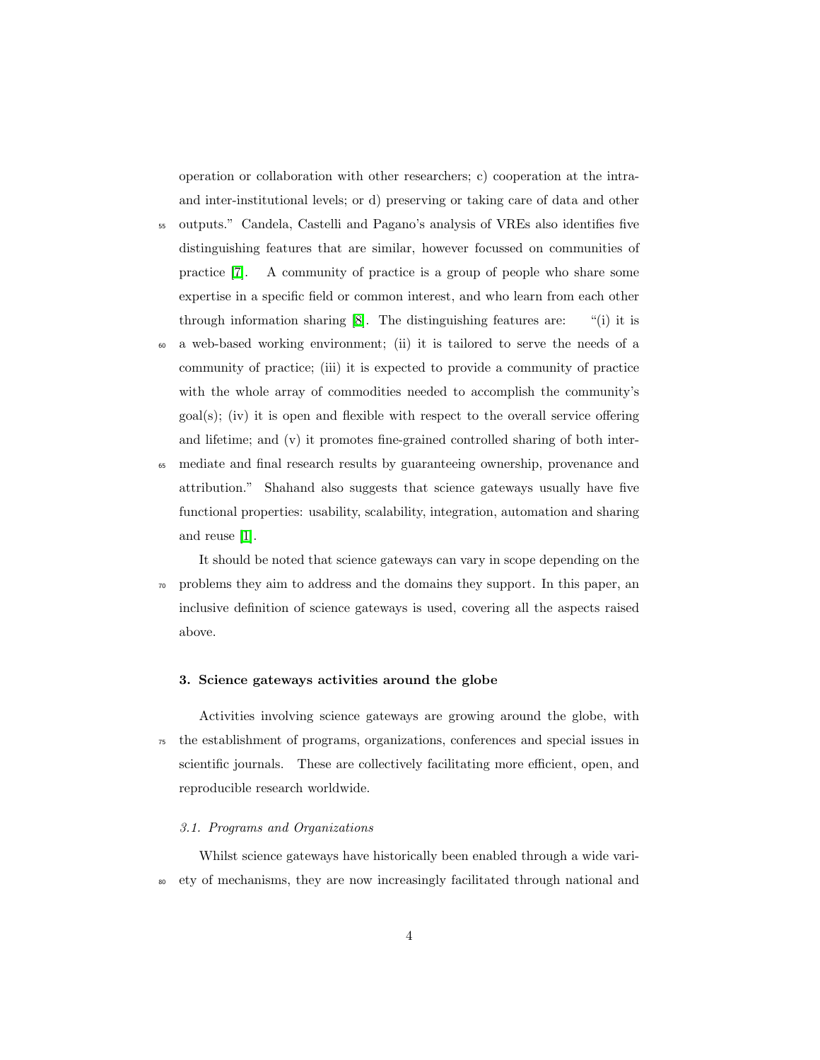operation or collaboration with other researchers; c) cooperation at the intra- and inter-institutional levels; or d) preserving or taking care of data and other outputs." Candela, Castelli and Pagano's analysis of VREs also identifies five distinguishing features that are similar, however focussed on communities of practice [7]. A community of practice is a group of people who share some expertise in a specific field or common interest, and who learn from each other through information sharing [8]. The distinguishing features are: "(i) it is a web-based working environment; (ii) it is tailored to serve the needs of a community of practice; (iii) it is expected to provide a community of practice with the whole array of commodities needed to accomplish the community's goal(s); (iv) it is open and flexible with respect to the overall service offering and lifetime; and (v) it promotes fine-grained controlled sharing of both intermediate and final research results by guaranteeing ownership, provenance and attribution." Shahand also suggests that science gateways usually have five functional properties: usability, scalability, integration, automation and sharing and reuse [1].

It should be noted that science gateways can vary in scope depending on the problems they aim to address and the domains they support. In this paper, an inclusive definition of science gateways is used, covering all the aspects raised above.

## 3. Science gateways activities around the globe

Activities involving science gateways are growing around the globe, with the establishment of programs, organizations, conferences and special issues in scientific journals. These are collectively facilitating more efficient, open, and reproducible research worldwide.

### *3.1. Programs and Organizations*

Whilst science gateways have historically been enabled through a wide variety of mechanisms, they are now increasingly facilitated through national and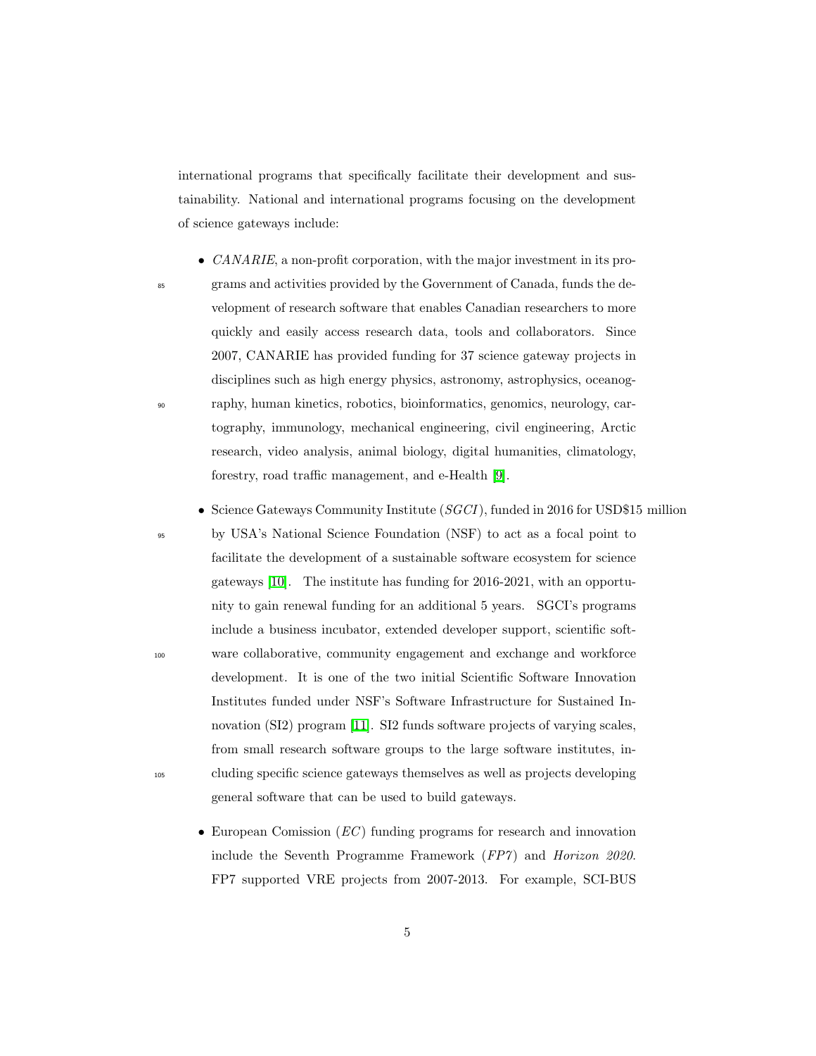international programs that specifically facilitate their development and sustainability. National and international programs focusing on the development of science gateways include:

- *CANARIE*, a non-profit corporation, with the major investment in its programs and activities provided by the Government of Canada, funds the development of research software that enables Canadian researchers to more quickly and easily access research data, tools and collaborators. Since 2007, CANARIE has provided funding for 37 science gateway projects in disciplines such as high energy physics, astronomy, astrophysics, oceanography, human kinetics, robotics, bioinformatics, genomics, neurology, cartography, immunology, mechanical engineering, civil engineering, Arctic research, video analysis, animal biology, digital humanities, climatology, forestry, road traffic management, and e-Health [9].

- Science Gateways Community Institute (*SGCI*), funded in 2016 for USD$15 million by USA's National Science Foundation (NSF) to act as a focal point to facilitate the development of a sustainable software ecosystem for science gateways [10]. The institute has funding for 2016-2021, with an opportunity to gain renewal funding for an additional 5 years. SGCI's programs include a business incubator, extended developer support, scientific software collaborative, community engagement and exchange and workforce development. It is one of the two initial Scientific Software Innovation Institutes funded under NSF's Software Infrastructure for Sustained Innovation (SI2) program [11]. SI2 funds software projects of varying scales, from small research software groups to the large software institutes, including specific science gateways themselves as well as projects developing general software that can be used to build gateways.

- European Comission (*EC*) funding programs for research and innovation include the Seventh Programme Framework (*FP7*) and *Horizon 2020*. FP7 supported VRE projects from 2007-2013. For example, SCI-BUS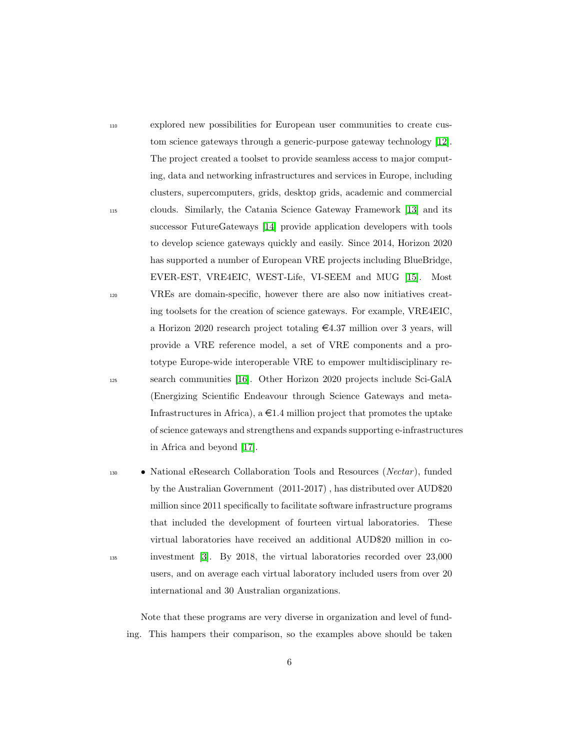explored new possibilities for European user communities to create custom science gateways through a generic-purpose gateway technology [12]. The project created a toolset to provide seamless access to major computing, data and networking infrastructures and services in Europe, including clusters, supercomputers, grids, desktop grids, academic and commercial clouds. Similarly, the Catania Science Gateway Framework [13] and its successor FutureGateways [14] provide application developers with tools to develop science gateways quickly and easily. Since 2014, Horizon 2020 has supported a number of European VRE projects including BlueBridge, EVER-EST, VRE4EIC, WEST-Life, VI-SEEM and MUG [15]. Most VREs are domain-specific, however there are also now initiatives creating toolsets for the creation of science gateways. For example, VRE4EIC, a Horizon 2020 research project totaling €4.37 million over 3 years, will provide a VRE reference model, a set of VRE components and a prototype Europe-wide interoperable VRE to empower multidisciplinary research communities [16]. Other Horizon 2020 projects include Sci-GalA (Energizing Scientific Endeavour through Science Gateways and meta-Infrastructures in Africa), a €1.4 million project that promotes the uptake of science gateways and strengthens and expands supporting e-infrastructures in Africa and beyond [17].

- National eResearch Collaboration Tools and Resources (*Nectar*), funded by the Australian Government (2011-2017) , has distributed over AUD$20 million since 2011 specifically to facilitate software infrastructure programs that included the development of fourteen virtual laboratories. These virtual laboratories have received an additional AUD$20 million in co-investment [3]. By 2018, the virtual laboratories recorded over 23,000 users, and on average each virtual laboratory included users from over 20 international and 30 Australian organizations.

Note that these programs are very diverse in organization and level of funding. This hampers their comparison, so the examples above should be taken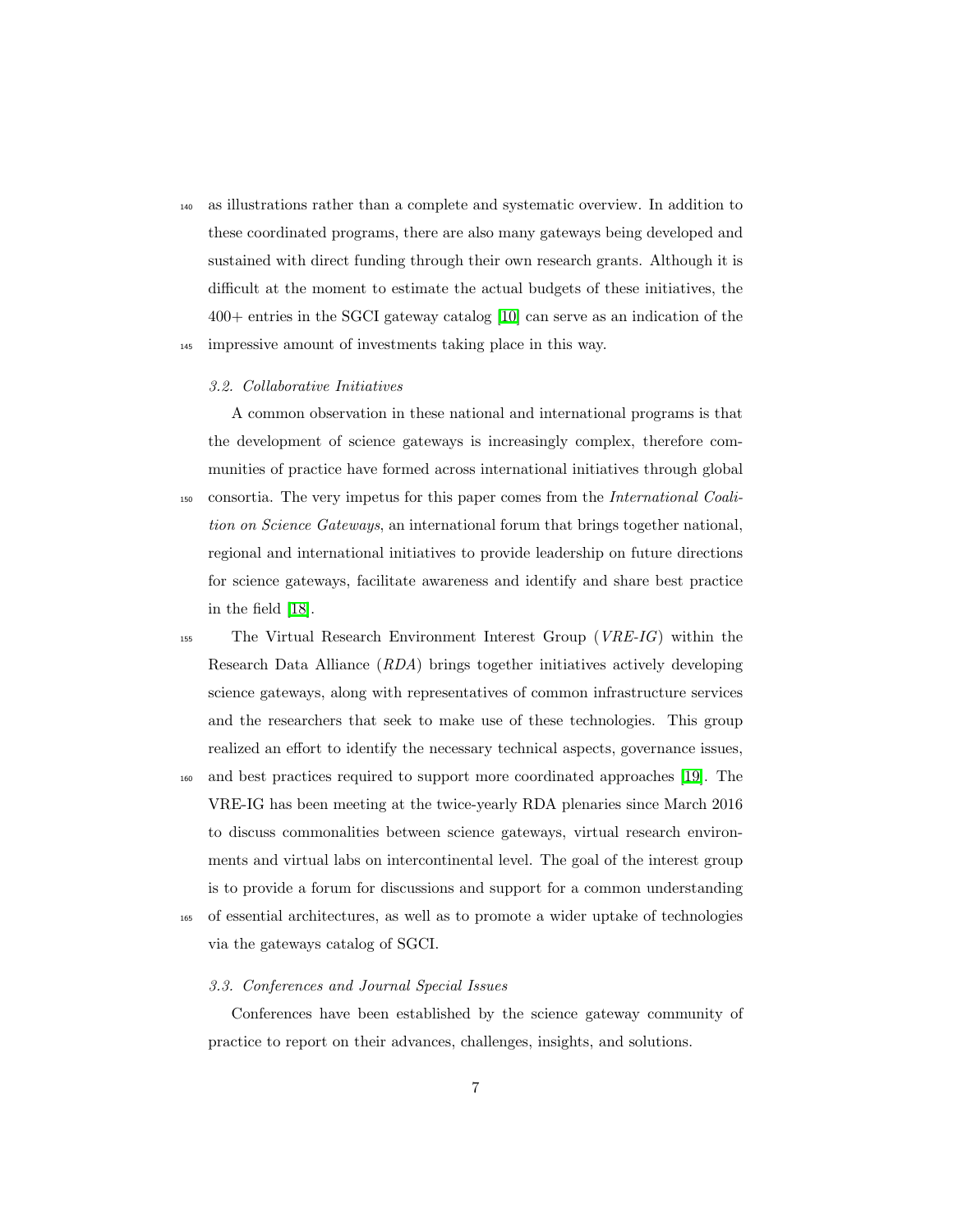as illustrations rather than a complete and systematic overview. In addition to these coordinated programs, there are also many gateways being developed and sustained with direct funding through their own research grants. Although it is difficult at the moment to estimate the actual budgets of these initiatives, the 400+ entries in the SGCI gateway catalog [10] can serve as an indication of the impressive amount of investments taking place in this way.

### 3.2. Collaborative Initiatives

A common observation in these national and international programs is that the development of science gateways is increasingly complex, therefore communities of practice have formed across international initiatives through global consortia. The very impetus for this paper comes from the *International Coalition on Science Gateways*, an international forum that brings together national, regional and international initiatives to provide leadership on future directions for science gateways, facilitate awareness and identify and share best practice in the field [18].

The Virtual Research Environment Interest Group (*VRE-IG*) within the Research Data Alliance (*RDA*) brings together initiatives actively developing science gateways, along with representatives of common infrastructure services and the researchers that seek to make use of these technologies. This group realized an effort to identify the necessary technical aspects, governance issues, and best practices required to support more coordinated approaches [19]. The VRE-IG has been meeting at the twice-yearly RDA plenaries since March 2016 to discuss commonalities between science gateways, virtual research environments and virtual labs on intercontinental level. The goal of the interest group is to provide a forum for discussions and support for a common understanding of essential architectures, as well as to promote a wider uptake of technologies via the gateways catalog of SGCI.

### 3.3. Conferences and Journal Special Issues

Conferences have been established by the science gateway community of practice to report on their advances, challenges, insights, and solutions.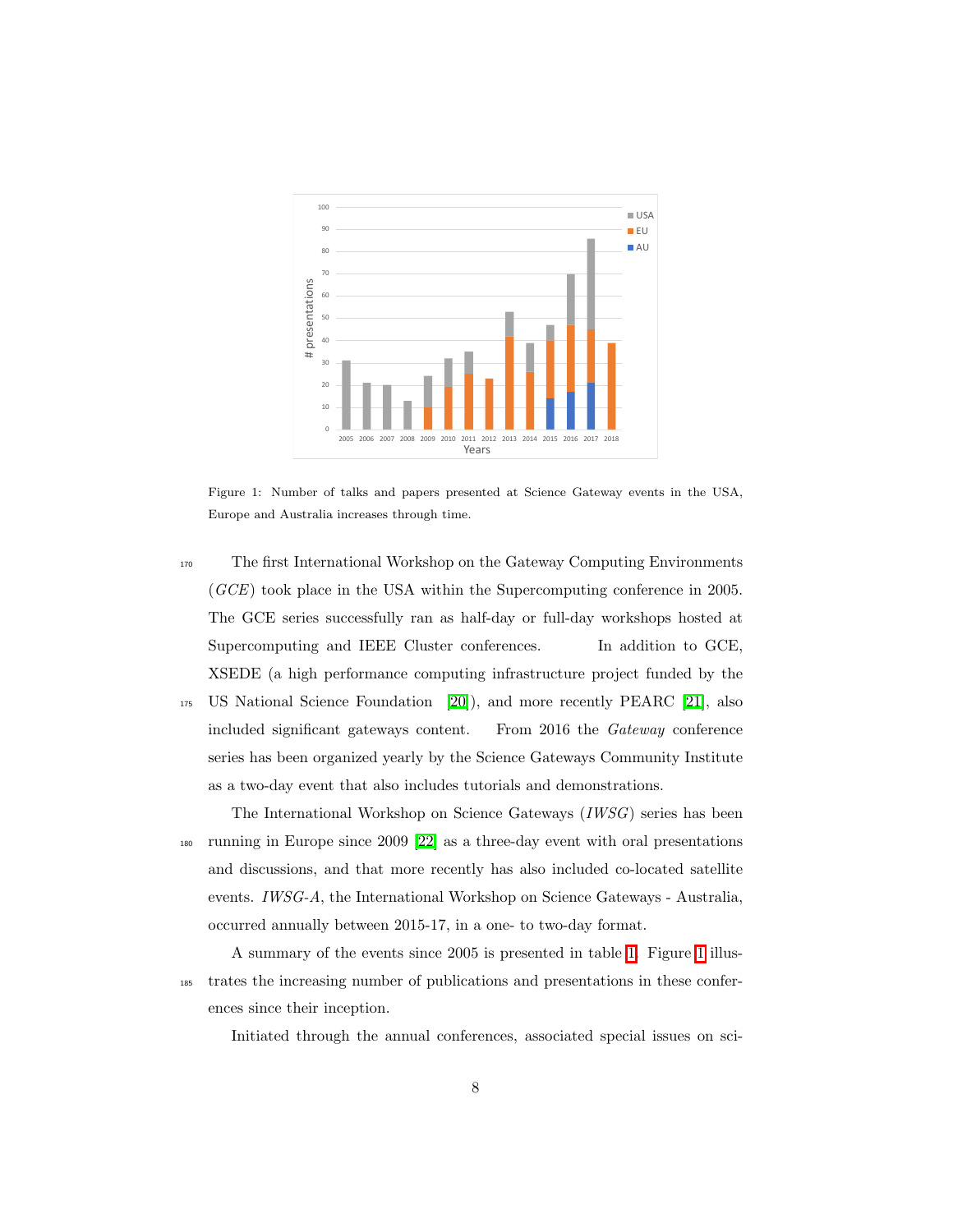Figure 1: Number of talks and papers presented at Science Gateway events in the USA, Europe and Australia increases through time.

The first International Workshop on the Gateway Computing Environments (*GCE*) took place in the USA within the Supercomputing conference in 2005. The GCE series successfully ran as half-day or full-day workshops hosted at Supercomputing and IEEE Cluster conferences. In addition to GCE, XSEDE (a high performance computing infrastructure project funded by the US National Science Foundation [20]), and more recently PEARC [21], also included significant gateways content. From 2016 the *Gateway* conference series has been organized yearly by the Science Gateways Community Institute as a two-day event that also includes tutorials and demonstrations.

The International Workshop on Science Gateways (*IWSG*) series has been running in Europe since 2009 [22] as a three-day event with oral presentations and discussions, and that more recently has also included co-located satellite events. *IWSG-A*, the International Workshop on Science Gateways - Australia, occurred annually between 2015-17, in a one- to two-day format.

A summary of the events since 2005 is presented in table 1. Figure 1 illustrates the increasing number of publications and presentations in these conferences since their inception.

Initiated through the annual conferences, associated special issues on sci-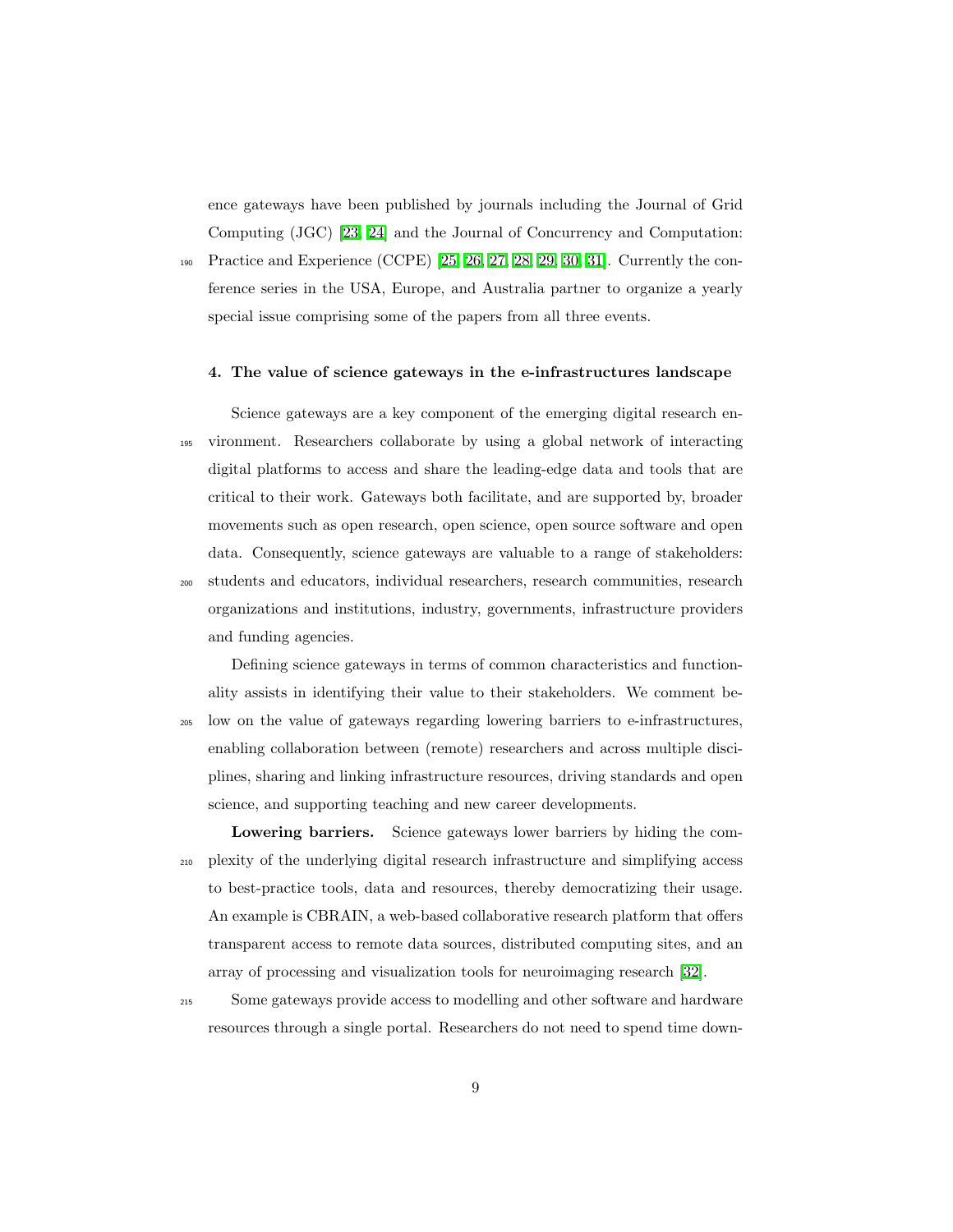ence gateways have been published by journals including the Journal of Grid Computing (JGC) [23, 24] and the Journal of Concurrency and Computation: Practice and Experience (CCPE) [25, 26, 27, 28, 29, 30, 31]. Currently the conference series in the USA, Europe, and Australia partner to organize a yearly special issue comprising some of the papers from all three events.

## 4. The value of science gateways in the e-infrastructures landscape

Science gateways are a key component of the emerging digital research environment. Researchers collaborate by using a global network of interacting digital platforms to access and share the leading-edge data and tools that are critical to their work. Gateways both facilitate, and are supported by, broader movements such as open research, open science, open source software and open data. Consequently, science gateways are valuable to a range of stakeholders: students and educators, individual researchers, research communities, research organizations and institutions, industry, governments, infrastructure providers and funding agencies.

Defining science gateways in terms of common characteristics and functionality assists in identifying their value to their stakeholders. We comment below on the value of gateways regarding lowering barriers to e-infrastructures, enabling collaboration between (remote) researchers and across multiple disciplines, sharing and linking infrastructure resources, driving standards and open science, and supporting teaching and new career developments.

**Lowering barriers.** Science gateways lower barriers by hiding the complexity of the underlying digital research infrastructure and simplifying access to best-practice tools, data and resources, thereby democratizing their usage. An example is CBRAIN, a web-based collaborative research platform that offers transparent access to remote data sources, distributed computing sites, and an array of processing and visualization tools for neuroimaging research [32].

Some gateways provide access to modelling and other software and hardware resources through a single portal. Researchers do not need to spend time down-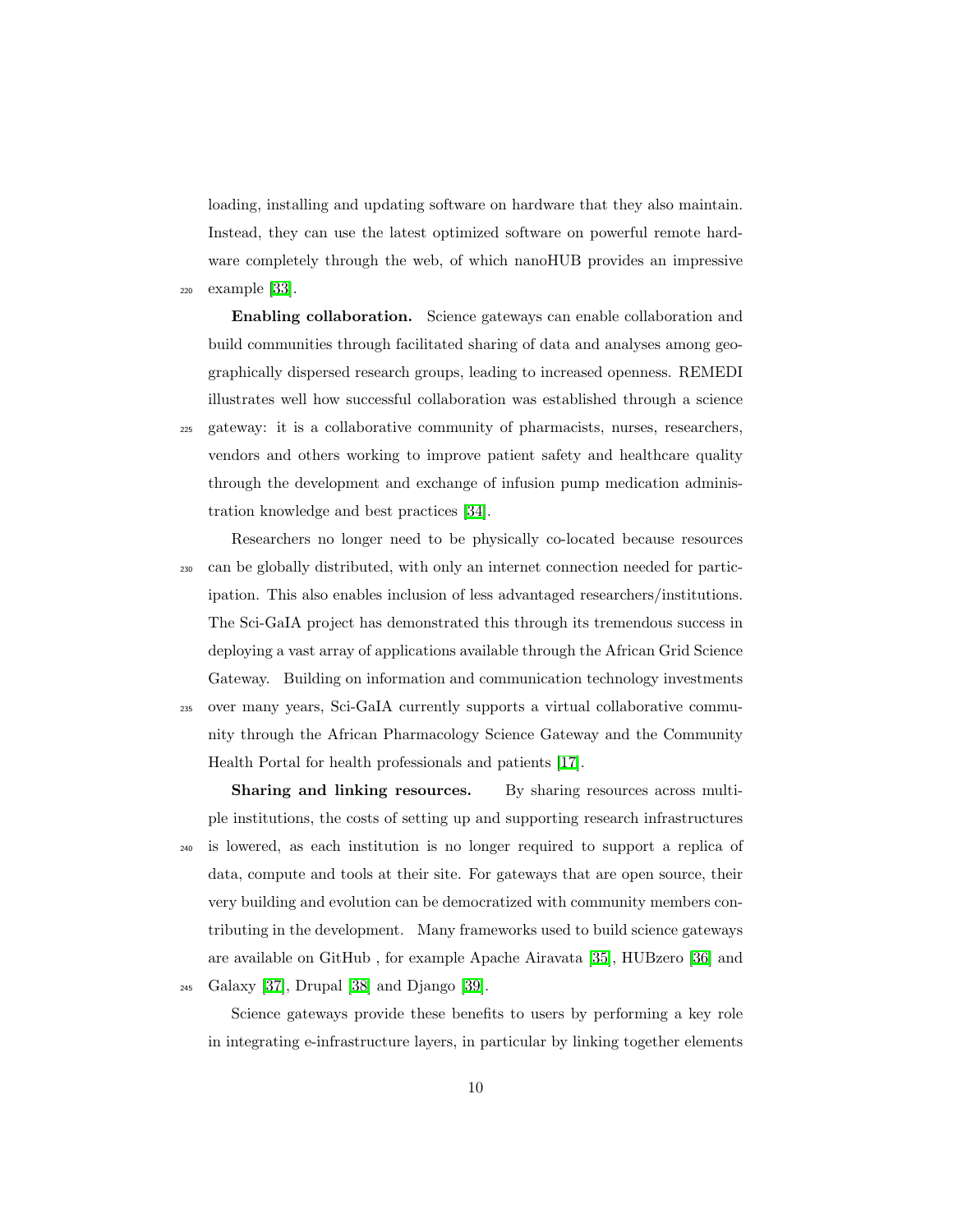loading, installing and updating software on hardware that they also maintain. Instead, they can use the latest optimized software on powerful remote hardware completely through the web, of which nanoHUB provides an impressive example [33].

**Enabling collaboration.** Science gateways can enable collaboration and build communities through facilitated sharing of data and analyses among geographically dispersed research groups, leading to increased openness. REMEDI illustrates well how successful collaboration was established through a science gateway: it is a collaborative community of pharmacists, nurses, researchers, vendors and others working to improve patient safety and healthcare quality through the development and exchange of infusion pump medication administration knowledge and best practices [34].

Researchers no longer need to be physically co-located because resources can be globally distributed, with only an internet connection needed for participation. This also enables inclusion of less advantaged researchers/institutions. The Sci-GaIA project has demonstrated this through its tremendous success in deploying a vast array of applications available through the African Grid Science Gateway. Building on information and communication technology investments over many years, Sci-GaIA currently supports a virtual collaborative community through the African Pharmacology Science Gateway and the Community Health Portal for health professionals and patients [17].

**Sharing and linking resources.** By sharing resources across multiple institutions, the costs of setting up and supporting research infrastructures is lowered, as each institution is no longer required to support a replica of data, compute and tools at their site. For gateways that are open source, their very building and evolution can be democratized with community members contributing in the development. Many frameworks used to build science gateways are available on GitHub , for example Apache Airavata [35], HUBzero [36] and Galaxy [37], Drupal [38] and Django [39].

Science gateways provide these benefits to users by performing a key role in integrating e-infrastructure layers, in particular by linking together elements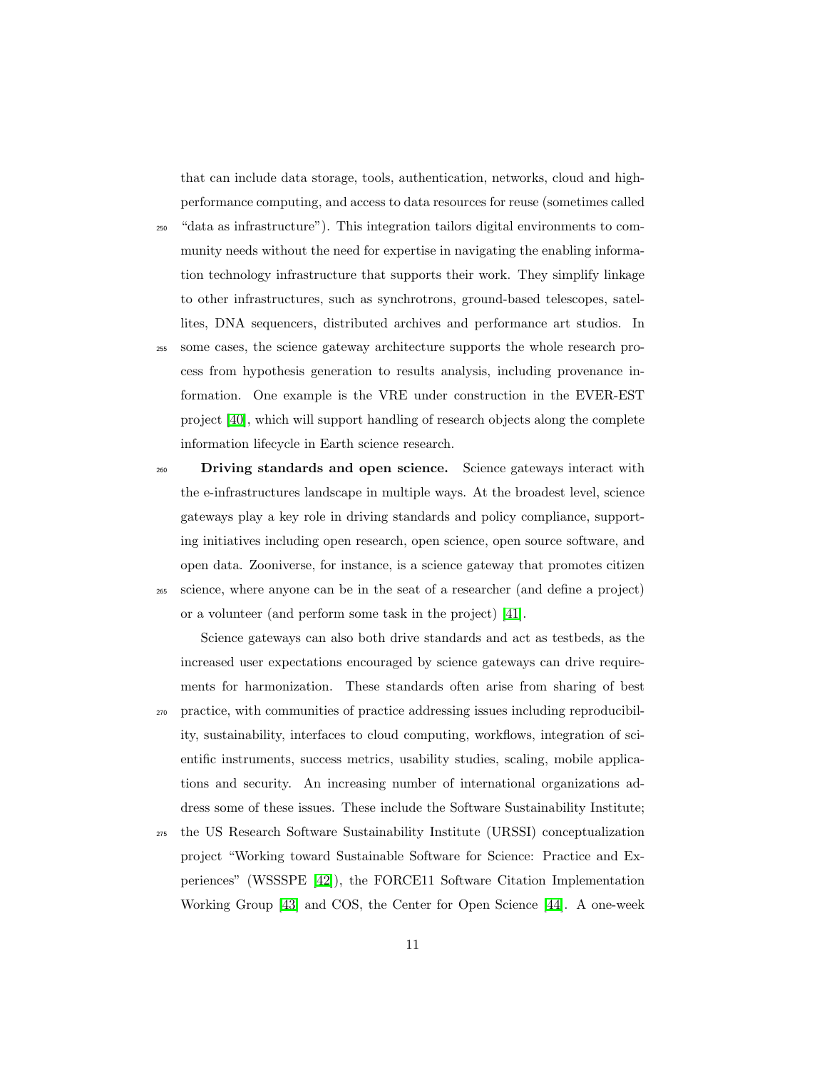that can include data storage, tools, authentication, networks, cloud and high-performance computing, and access to data resources for reuse (sometimes called "data as infrastructure"). This integration tailors digital environments to community needs without the need for expertise in navigating the enabling information technology infrastructure that supports their work. They simplify linkage to other infrastructures, such as synchrotrons, ground-based telescopes, satellites, DNA sequencers, distributed archives and performance art studios. In some cases, the science gateway architecture supports the whole research process from hypothesis generation to results analysis, including provenance information. One example is the VRE under construction in the EVER-EST project [40], which will support handling of research objects along the complete information lifecycle in Earth science research.

**Driving standards and open science.** Science gateways interact with the e-infrastructures landscape in multiple ways. At the broadest level, science gateways play a key role in driving standards and policy compliance, supporting initiatives including open research, open science, open source software, and open data. Zooniverse, for instance, is a science gateway that promotes citizen science, where anyone can be in the seat of a researcher (and define a project) or a volunteer (and perform some task in the project) [41].

Science gateways can also both drive standards and act as testbeds, as the increased user expectations encouraged by science gateways can drive requirements for harmonization. These standards often arise from sharing of best practice, with communities of practice addressing issues including reproducibility, sustainability, interfaces to cloud computing, workflows, integration of scientific instruments, success metrics, usability studies, scaling, mobile applications and security. An increasing number of international organizations address some of these issues. These include the Software Sustainability Institute; the US Research Software Sustainability Institute (URSSI) conceptualization project "Working toward Sustainable Software for Science: Practice and Experiences" (WSSSPE [42]), the FORCE11 Software Citation Implementation Working Group [43] and COS, the Center for Open Science [44]. A one-week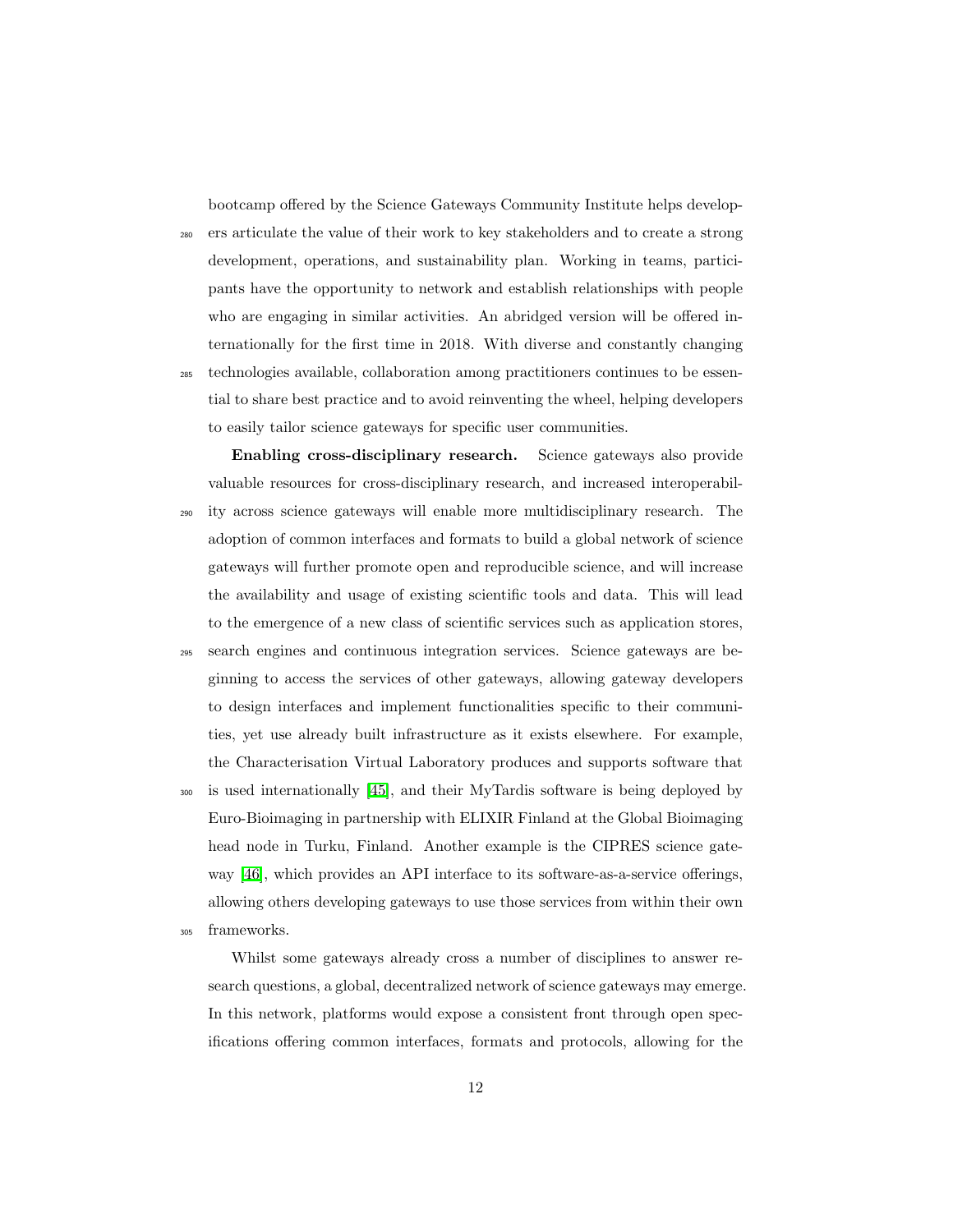bootcamp offered by the Science Gateways Community Institute helps developers articulate the value of their work to key stakeholders and to create a strong development, operations, and sustainability plan. Working in teams, participants have the opportunity to network and establish relationships with people who are engaging in similar activities. An abridged version will be offered internationally for the first time in 2018. With diverse and constantly changing technologies available, collaboration among practitioners continues to be essential to share best practice and to avoid reinventing the wheel, helping developers to easily tailor science gateways for specific user communities.

**Enabling cross-disciplinary research.** Science gateways also provide valuable resources for cross-disciplinary research, and increased interoperability across science gateways will enable more multidisciplinary research. The adoption of common interfaces and formats to build a global network of science gateways will further promote open and reproducible science, and will increase the availability and usage of existing scientific tools and data. This will lead to the emergence of a new class of scientific services such as application stores, search engines and continuous integration services. Science gateways are beginning to access the services of other gateways, allowing gateway developers to design interfaces and implement functionalities specific to their communities, yet use already built infrastructure as it exists elsewhere. For example, the Characterisation Virtual Laboratory produces and supports software that is used internationally [45], and their MyTardis software is being deployed by Euro-Bioimaging in partnership with ELIXIR Finland at the Global Bioimaging head node in Turku, Finland. Another example is the CIPRES science gateway [46], which provides an API interface to its software-as-a-service offerings, allowing others developing gateways to use those services from within their own frameworks.

Whilst some gateways already cross a number of disciplines to answer research questions, a global, decentralized network of science gateways may emerge. In this network, platforms would expose a consistent front through open specifications offering common interfaces, formats and protocols, allowing for the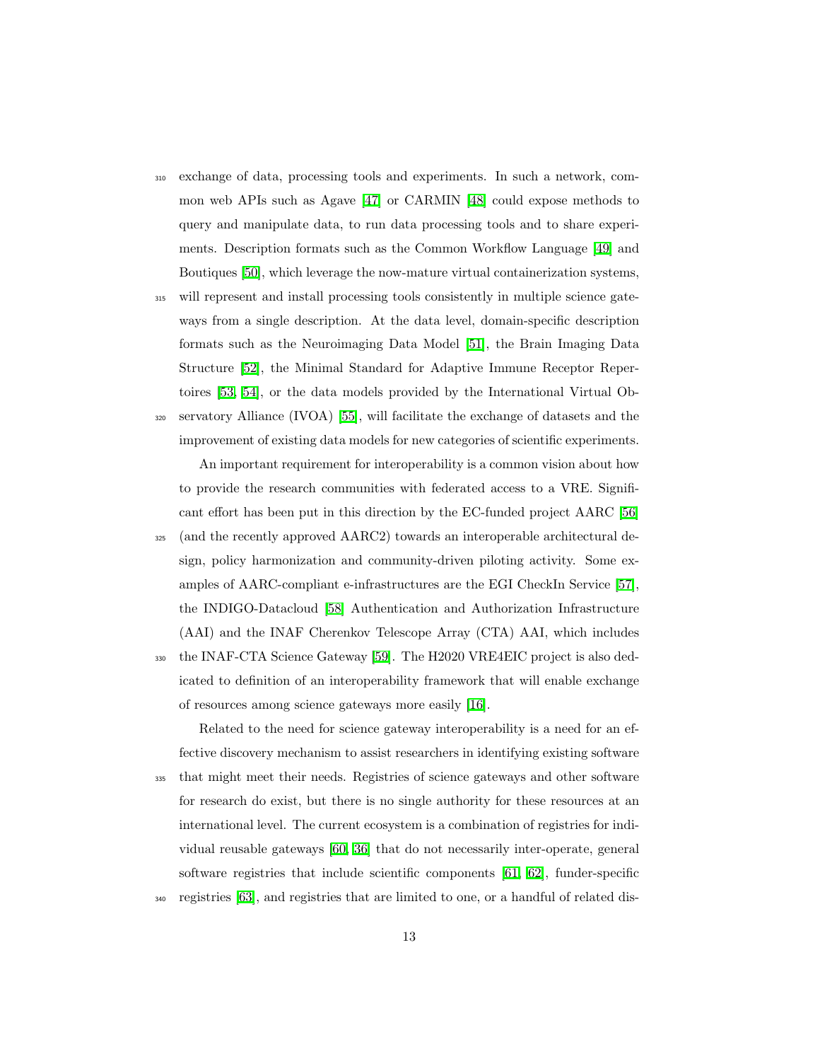exchange of data, processing tools and experiments. In such a network, common web APIs such as Agave [47] or CARMIN [48] could expose methods to query and manipulate data, to run data processing tools and to share experiments. Description formats such as the Common Workflow Language [49] and Boutiques [50], which leverage the now-mature virtual containerization systems, will represent and install processing tools consistently in multiple science gateways from a single description. At the data level, domain-specific description formats such as the Neuroimaging Data Model [51], the Brain Imaging Data Structure [52], the Minimal Standard for Adaptive Immune Receptor Repertoires [53, 54], or the data models provided by the International Virtual Observatory Alliance (IVOA) [55], will facilitate the exchange of datasets and the improvement of existing data models for new categories of scientific experiments.

An important requirement for interoperability is a common vision about how to provide the research communities with federated access to a VRE. Significant effort has been put in this direction by the EC-funded project AARC [56] (and the recently approved AARC2) towards an interoperable architectural design, policy harmonization and community-driven piloting activity. Some examples of AARC-compliant e-infrastructures are the EGI CheckIn Service [57], the INDIGO-Datacloud [58] Authentication and Authorization Infrastructure (AAI) and the INAF Cherenkov Telescope Array (CTA) AAI, which includes the INAF-CTA Science Gateway [59]. The H2020 VRE4EIC project is also dedicated to definition of an interoperability framework that will enable exchange of resources among science gateways more easily [16].

Related to the need for science gateway interoperability is a need for an effective discovery mechanism to assist researchers in identifying existing software that might meet their needs. Registries of science gateways and other software for research do exist, but there is no single authority for these resources at an international level. The current ecosystem is a combination of registries for individual reusable gateways [60, 36] that do not necessarily inter-operate, general software registries that include scientific components [61, 62], funder-specific registries [63], and registries that are limited to one, or a handful of related dis-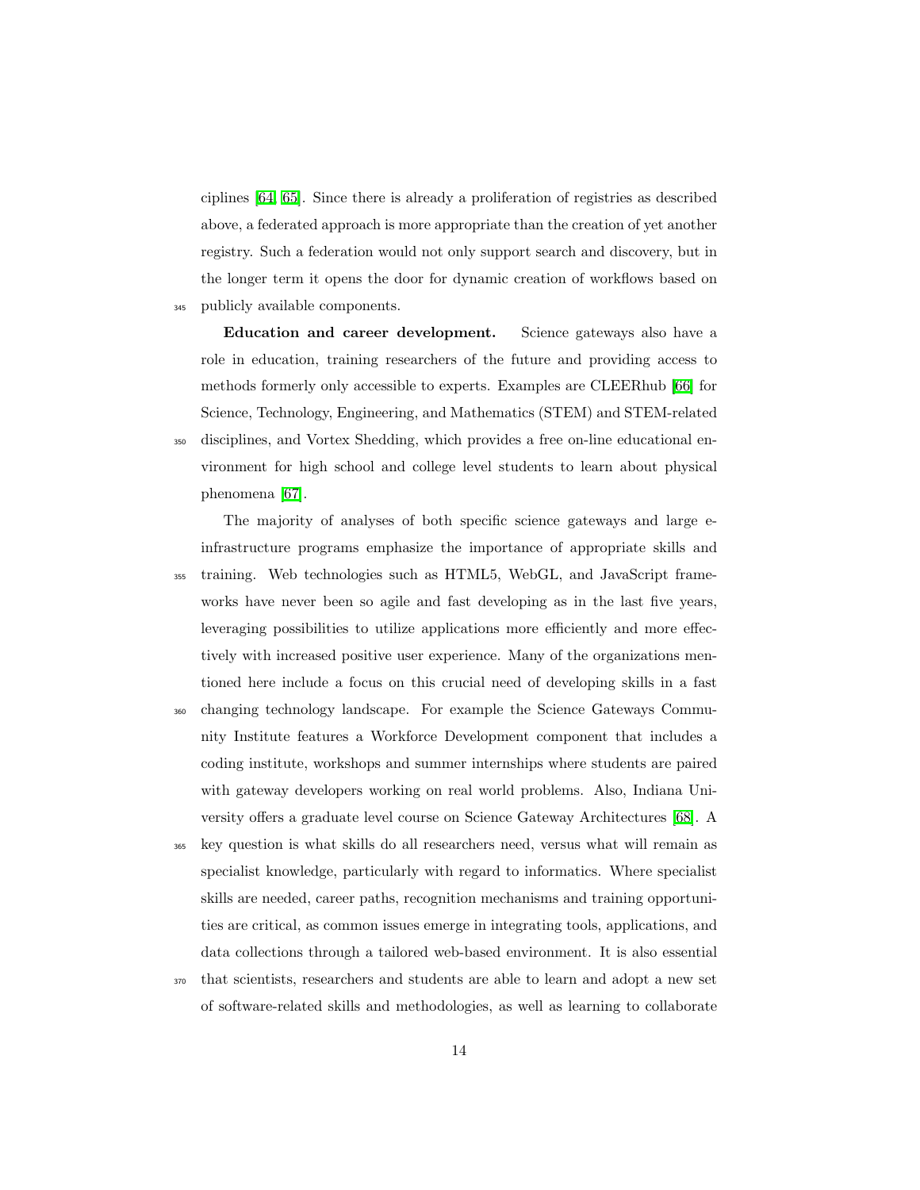ciplines [64, 65]. Since there is already a proliferation of registries as described above, a federated approach is more appropriate than the creation of yet another registry. Such a federation would not only support search and discovery, but in the longer term it opens the door for dynamic creation of workflows based on publicly available components.

**Education and career development.** Science gateways also have a role in education, training researchers of the future and providing access to methods formerly only accessible to experts. Examples are CLEERhub [66] for Science, Technology, Engineering, and Mathematics (STEM) and STEM-related disciplines, and Vortex Shedding, which provides a free on-line educational environment for high school and college level students to learn about physical phenomena [67].

The majority of analyses of both specific science gateways and large e-infrastructure programs emphasize the importance of appropriate skills and training. Web technologies such as HTML5, WebGL, and JavaScript frameworks have never been so agile and fast developing as in the last five years, leveraging possibilities to utilize applications more efficiently and more effectively with increased positive user experience. Many of the organizations mentioned here include a focus on this crucial need of developing skills in a fast changing technology landscape. For example the Science Gateways Community Institute features a Workforce Development component that includes a coding institute, workshops and summer internships where students are paired with gateway developers working on real world problems. Also, Indiana University offers a graduate level course on Science Gateway Architectures [68]. A key question is what skills do all researchers need, versus what will remain as specialist knowledge, particularly with regard to informatics. Where specialist skills are needed, career paths, recognition mechanisms and training opportunities are critical, as common issues emerge in integrating tools, applications, and data collections through a tailored web-based environment. It is also essential that scientists, researchers and students are able to learn and adopt a new set of software-related skills and methodologies, as well as learning to collaborate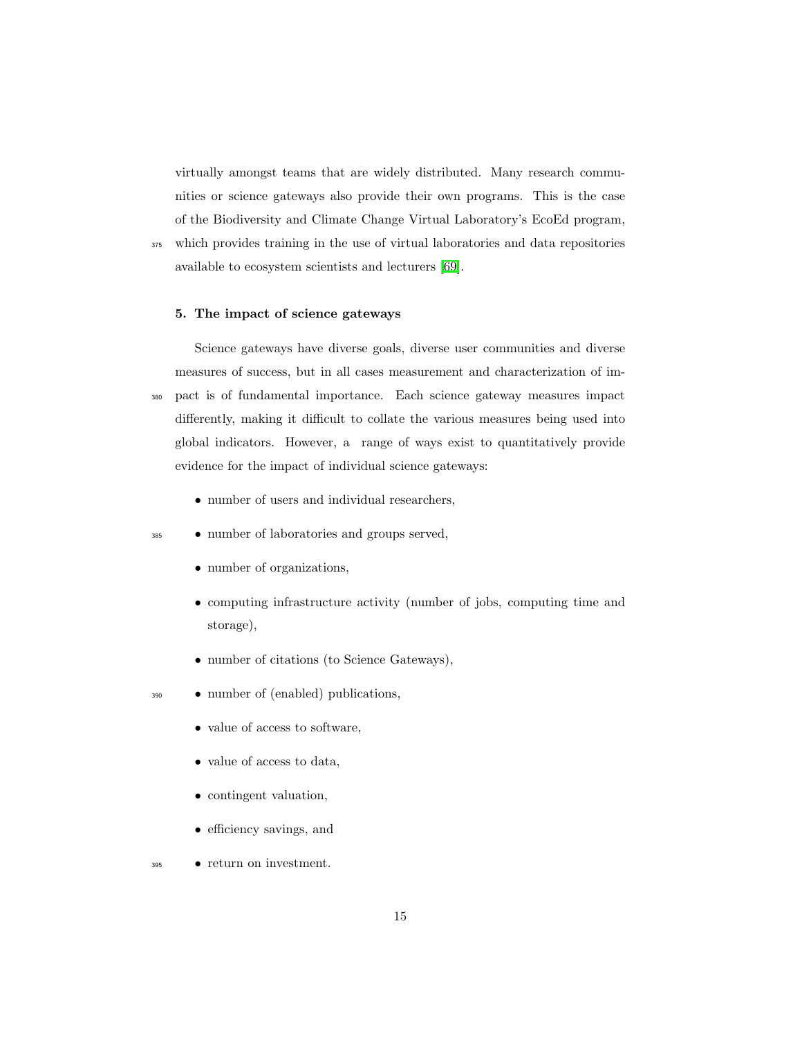virtually amongst teams that are widely distributed. Many research communities or science gateways also provide their own programs. This is the case of the Biodiversity and Climate Change Virtual Laboratory's EcoEd program, which provides training in the use of virtual laboratories and data repositories available to ecosystem scientists and lecturers [69].

## 5. The impact of science gateways

Science gateways have diverse goals, diverse user communities and diverse measures of success, but in all cases measurement and characterization of impact is of fundamental importance. Each science gateway measures impact differently, making it difficult to collate the various measures being used into global indicators. However, a range of ways exist to quantitatively provide evidence for the impact of individual science gateways:

- number of users and individual researchers,
- number of laboratories and groups served,
- number of organizations,
- computing infrastructure activity (number of jobs, computing time and storage),
- number of citations (to Science Gateways),
- number of (enabled) publications,
- value of access to software,
- value of access to data,
- contingent valuation,
- efficiency savings, and
- return on investment.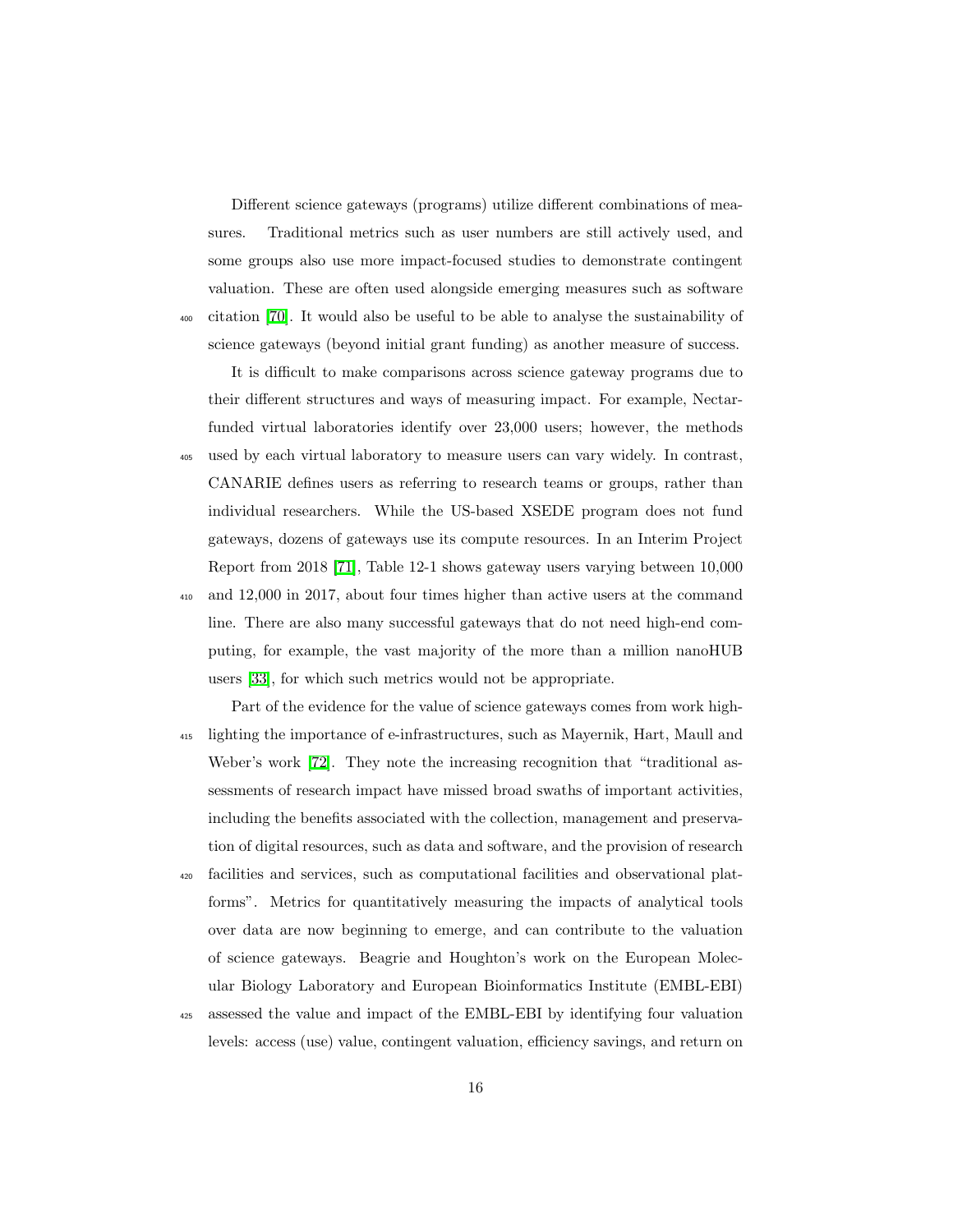Different science gateways (programs) utilize different combinations of measures. Traditional metrics such as user numbers are still actively used, and some groups also use more impact-focused studies to demonstrate contingent valuation. These are often used alongside emerging measures such as software citation [70]. It would also be useful to be able to analyse the sustainability of science gateways (beyond initial grant funding) as another measure of success.

It is difficult to make comparisons across science gateway programs due to their different structures and ways of measuring impact. For example, Nectar-funded virtual laboratories identify over 23,000 users; however, the methods used by each virtual laboratory to measure users can vary widely. In contrast, CANARIE defines users as referring to research teams or groups, rather than individual researchers. While the US-based XSEDE program does not fund gateways, dozens of gateways use its compute resources. In an Interim Project Report from 2018 [71], Table 12-1 shows gateway users varying between 10,000 and 12,000 in 2017, about four times higher than active users at the command line. There are also many successful gateways that do not need high-end computing, for example, the vast majority of the more than a million nanoHUB users [33], for which such metrics would not be appropriate.

Part of the evidence for the value of science gateways comes from work highlighting the importance of e-infrastructures, such as Mayernik, Hart, Maull and Weber's work [72]. They note the increasing recognition that "traditional assessments of research impact have missed broad swaths of important activities, including the benefits associated with the collection, management and preservation of digital resources, such as data and software, and the provision of research facilities and services, such as computational facilities and observational platforms". Metrics for quantitatively measuring the impacts of analytical tools over data are now beginning to emerge, and can contribute to the valuation of science gateways. Beagrie and Houghton's work on the European Molecular Biology Laboratory and European Bioinformatics Institute (EMBL-EBI) assessed the value and impact of the EMBL-EBI by identifying four valuation levels: access (use) value, contingent valuation, efficiency savings, and return on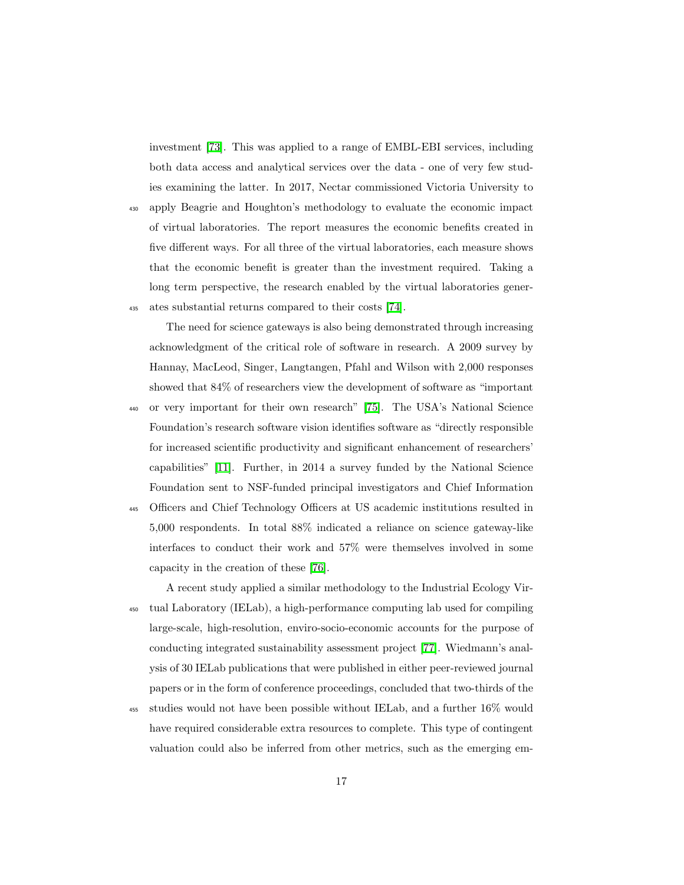investment [73]. This was applied to a range of EMBL-EBI services, including both data access and analytical services over the data - one of very few studies examining the latter. In 2017, Nectar commissioned Victoria University to apply Beagrie and Houghton's methodology to evaluate the economic impact of virtual laboratories. The report measures the economic benefits created in five different ways. For all three of the virtual laboratories, each measure shows that the economic benefit is greater than the investment required. Taking a long term perspective, the research enabled by the virtual laboratories generates substantial returns compared to their costs [74].

The need for science gateways is also being demonstrated through increasing acknowledgment of the critical role of software in research. A 2009 survey by Hannay, MacLeod, Singer, Langtangen, Pfahl and Wilson with 2,000 responses showed that 84% of researchers view the development of software as "important or very important for their own research" [75]. The USA's National Science Foundation's research software vision identifies software as "directly responsible for increased scientific productivity and significant enhancement of researchers' capabilities" [11]. Further, in 2014 a survey funded by the National Science Foundation sent to NSF-funded principal investigators and Chief Information Officers and Chief Technology Officers at US academic institutions resulted in 5,000 respondents. In total 88% indicated a reliance on science gateway-like interfaces to conduct their work and 57% were themselves involved in some capacity in the creation of these [76].

A recent study applied a similar methodology to the Industrial Ecology Virtual Laboratory (IELab), a high-performance computing lab used for compiling large-scale, high-resolution, enviro-socio-economic accounts for the purpose of conducting integrated sustainability assessment project [77]. Wiedmann's analysis of 30 IELab publications that were published in either peer-reviewed journal papers or in the form of conference proceedings, concluded that two-thirds of the studies would not have been possible without IELab, and a further 16% would have required considerable extra resources to complete. This type of contingent valuation could also be inferred from other metrics, such as the emerging em-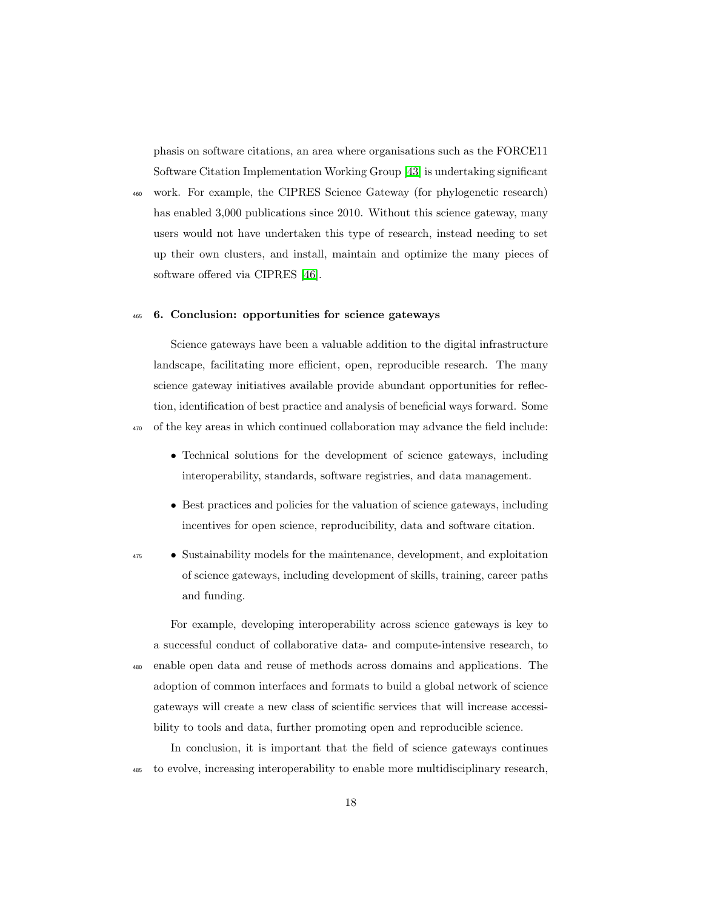phasis on software citations, an area where organisations such as the FORCE11 Software Citation Implementation Working Group [43] is undertaking significant work. For example, the CIPRES Science Gateway (for phylogenetic research) has enabled 3,000 publications since 2010. Without this science gateway, many users would not have undertaken this type of research, instead needing to set up their own clusters, and install, maintain and optimize the many pieces of software offered via CIPRES [46].

## 6. Conclusion: opportunities for science gateways

Science gateways have been a valuable addition to the digital infrastructure landscape, facilitating more efficient, open, reproducible research. The many science gateway initiatives available provide abundant opportunities for reflection, identification of best practice and analysis of beneficial ways forward. Some of the key areas in which continued collaboration may advance the field include:

- Technical solutions for the development of science gateways, including interoperability, standards, software registries, and data management.
- Best practices and policies for the valuation of science gateways, including incentives for open science, reproducibility, data and software citation.
- Sustainability models for the maintenance, development, and exploitation of science gateways, including development of skills, training, career paths and funding.

For example, developing interoperability across science gateways is key to a successful conduct of collaborative data- and compute-intensive research, to enable open data and reuse of methods across domains and applications. The adoption of common interfaces and formats to build a global network of science gateways will create a new class of scientific services that will increase accessibility to tools and data, further promoting open and reproducible science.

In conclusion, it is important that the field of science gateways continues to evolve, increasing interoperability to enable more multidisciplinary research,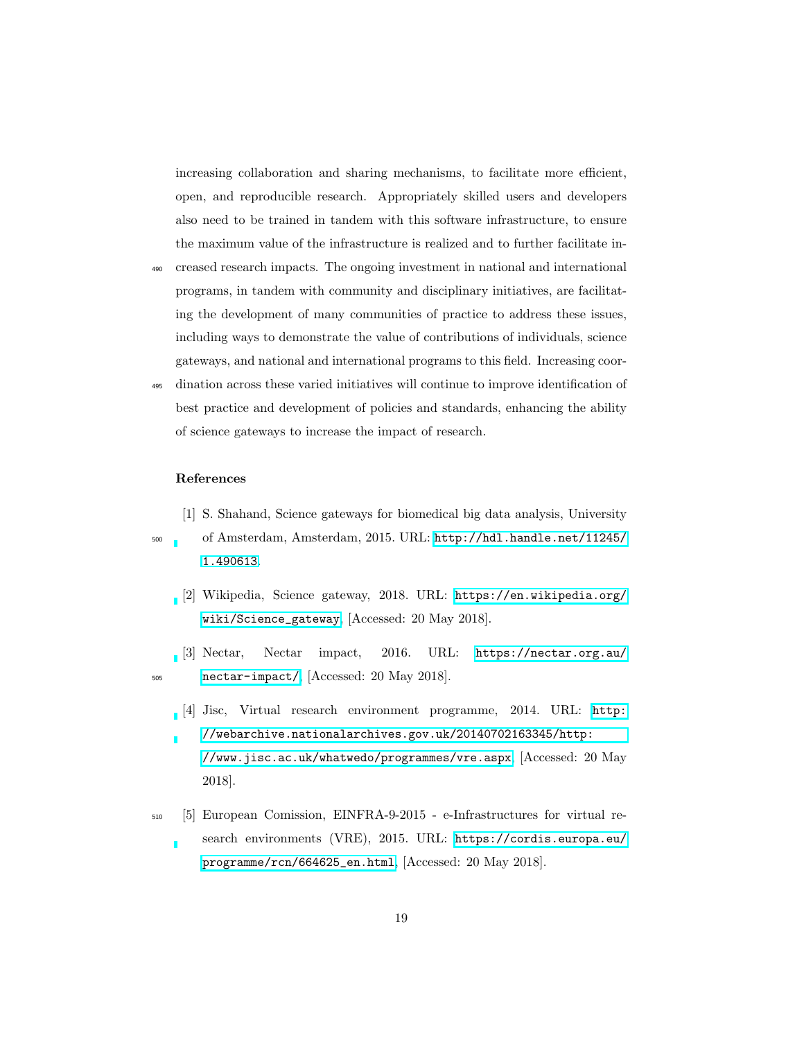increasing collaboration and sharing mechanisms, to facilitate more efficient, open, and reproducible research. Appropriately skilled users and developers also need to be trained in tandem with this software infrastructure, to ensure the maximum value of the infrastructure is realized and to further facilitate increased research impacts. The ongoing investment in national and international programs, in tandem with community and disciplinary initiatives, are facilitating the development of many communities of practice to address these issues, including ways to demonstrate the value of contributions of individuals, science gateways, and national and international programs to this field. Increasing coordination across these varied initiatives will continue to improve identification of best practice and development of policies and standards, enhancing the ability of science gateways to increase the impact of research.

## References

[1] S. Shahand, Science gateways for biomedical big data analysis, University of Amsterdam, Amsterdam, 2015. URL: http://hdl.handle.net/11245/1.490613.

[2] Wikipedia, Science gateway, 2018. URL: https://en.wikipedia.org/wiki/Science_gateway, [Accessed: 20 May 2018].

[3] Nectar, Nectar impact, 2016. URL: https://nectar.org.au/nectar-impact/, [Accessed: 20 May 2018].

[4] Jisc, Virtual research environment programme, 2014. URL: http://webarchive.nationalarchives.gov.uk/20140702163345/http://www.jisc.ac.uk/whatwedo/programmes/vre.aspx, [Accessed: 20 May 2018].

[5] European Comission, EINFRA-9-2015 - e-Infrastructures for virtual research environments (VRE), 2015. URL: https://cordis.europa.eu/programme/rcn/664625_en.html, [Accessed: 20 May 2018].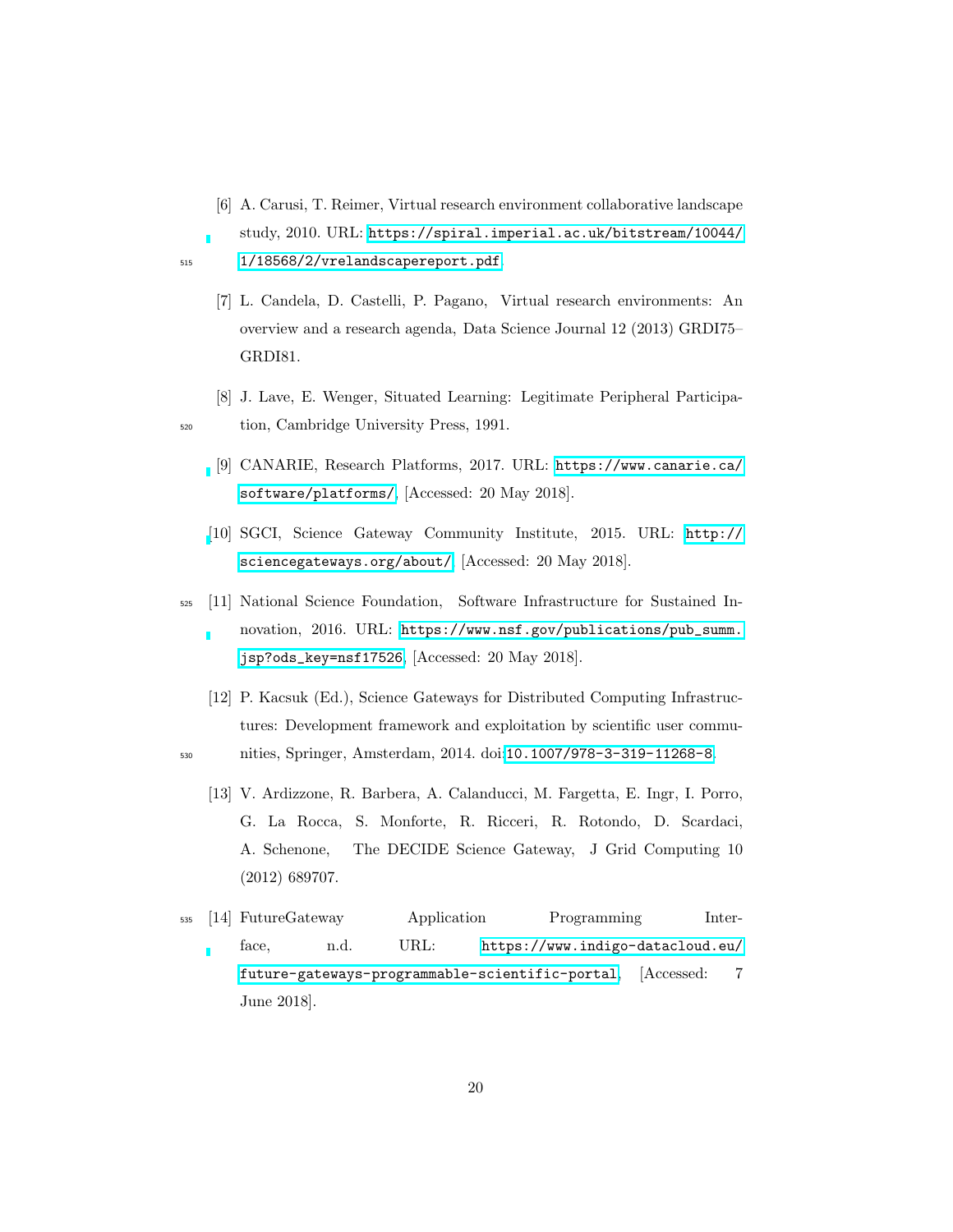[6] A. Carusi, T. Reimer, Virtual research environment collaborative landscape study, 2010. URL: https://spiral.imperial.ac.uk/bitstream/10044/1/18568/2/vrelandscapereport.pdf

[7] L. Candela, D. Castelli, P. Pagano, Virtual research environments: An overview and a research agenda, Data Science Journal 12 (2013) GRDI75–GRDI81.

[8] J. Lave, E. Wenger, Situated Learning: Legitimate Peripheral Participation, Cambridge University Press, 1991.

[9] CANARIE, Research Platforms, 2017. URL: https://www.canarie.ca/software/platforms/, [Accessed: 20 May 2018].

[10] SGCI, Science Gateway Community Institute, 2015. URL: http://sciencegateways.org/about/, [Accessed: 20 May 2018].

[11] National Science Foundation, Software Infrastructure for Sustained Innovation, 2016. URL: https://www.nsf.gov/publications/pub_summ.jsp?ods_key=nsf17526, [Accessed: 20 May 2018].

[12] P. Kacsuk (Ed.), Science Gateways for Distributed Computing Infrastructures: Development framework and exploitation by scientific user communities, Springer, Amsterdam, 2014. doi:10.1007/978-3-319-11268-8.

[13] V. Ardizzone, R. Barbera, A. Calanducci, M. Fargetta, E. Ingr, I. Porro, G. La Rocca, S. Monforte, R. Ricceri, R. Rotondo, D. Scardaci, A. Schenone, The DECIDE Science Gateway, J Grid Computing 10 (2012) 689707.

[14] FutureGateway Application Programming Interface, n.d. URL: https://www.indigo-datacloud.eu/future-gateways-programmable-scientific-portal, [Accessed: 7 June 2018].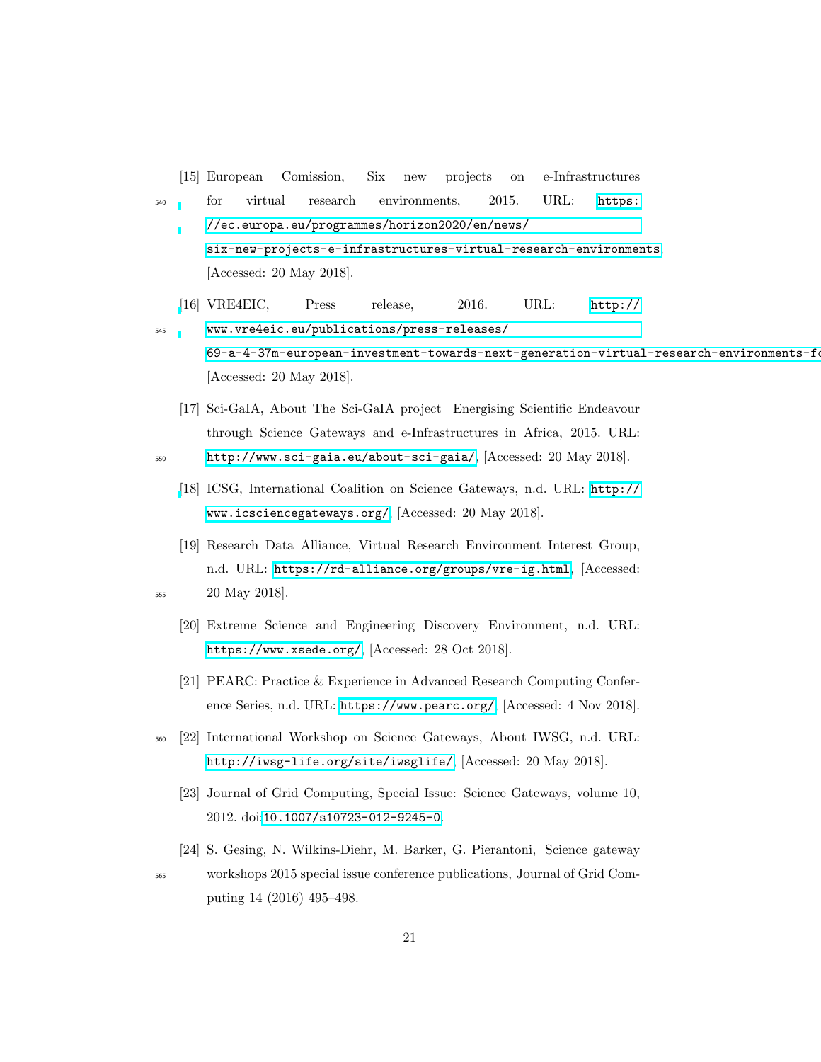[15] European Comission, Six new projects on e-Infrastructures for virtual research environments, 2015. URL: https://ec.europa.eu/programmes/horizon2020/en/news/six-new-projects-e-infrastructures-virtual-research-environments [Accessed: 20 May 2018].

[16] VRE4EIC, Press release, 2016. URL: http://www.vre4eic.eu/publications/press-releases/69-a-4-37m-european-investment-towards-next-generation-virtual-research-environments-fo [Accessed: 20 May 2018].

[17] Sci-GaIA, About The Sci-GaIA project Energising Scientific Endeavour through Science Gateways and e-Infrastructures in Africa, 2015. URL: http://www.sci-gaia.eu/about-sci-gaia/, [Accessed: 20 May 2018].

[18] ICSG, International Coalition on Science Gateways, n.d. URL: http://www.icsciencegateways.org/, [Accessed: 20 May 2018].

[19] Research Data Alliance, Virtual Research Environment Interest Group, n.d. URL: https://rd-alliance.org/groups/vre-ig.html, [Accessed: 20 May 2018].

[20] Extreme Science and Engineering Discovery Environment, n.d. URL: https://www.xsede.org/, [Accessed: 28 Oct 2018].

[21] PEARC: Practice & Experience in Advanced Research Computing Conference Series, n.d. URL: https://www.pearc.org/, [Accessed: 4 Nov 2018].

[22] International Workshop on Science Gateways, About IWSG, n.d. URL: http://iwsg-life.org/site/iwsglife/, [Accessed: 20 May 2018].

[23] Journal of Grid Computing, Special Issue: Science Gateways, volume 10, 2012. doi:10.1007/s10723-012-9245-0.

[24] S. Gesing, N. Wilkins-Diehr, M. Barker, G. Pierantoni, Science gateway workshops 2015 special issue conference publications, Journal of Grid Computing 14 (2016) 495–498.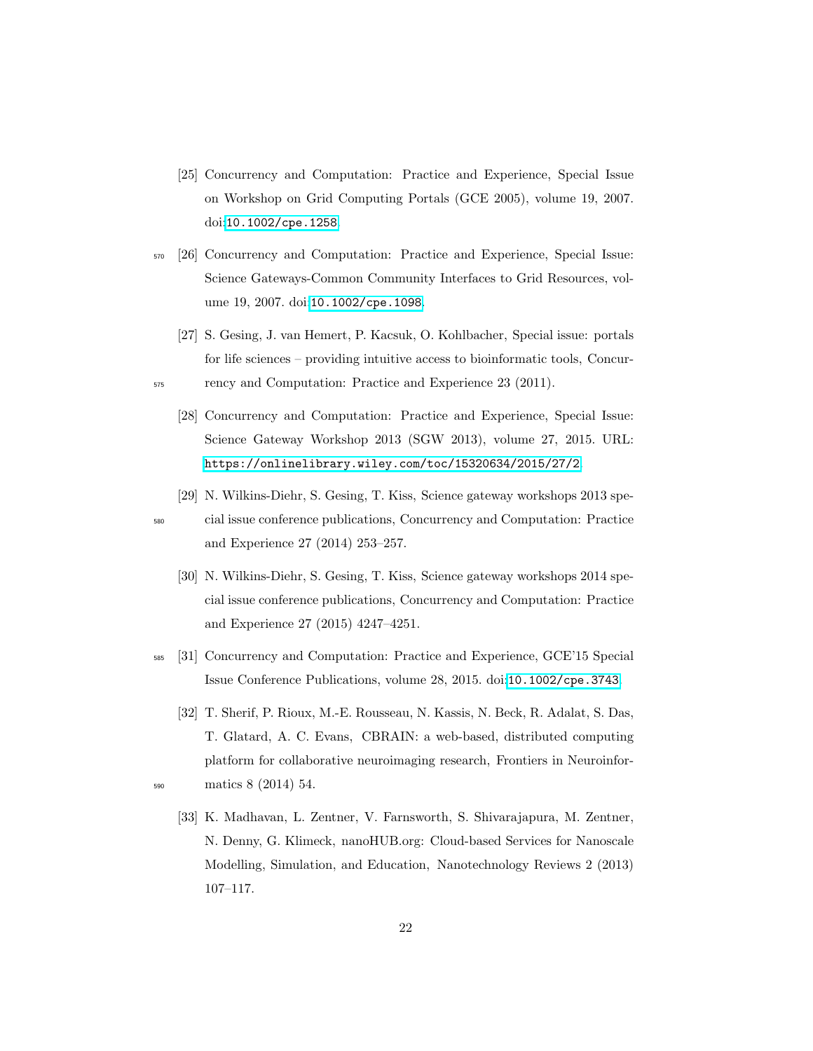[25] Concurrency and Computation: Practice and Experience, Special Issue on Workshop on Grid Computing Portals (GCE 2005), volume 19, 2007. doi:10.1002/cpe.1258.

[26] Concurrency and Computation: Practice and Experience, Special Issue: Science Gateways-Common Community Interfaces to Grid Resources, volume 19, 2007. doi:10.1002/cpe.1098.

[27] S. Gesing, J. van Hemert, P. Kacsuk, O. Kohlbacher, Special issue: portals for life sciences – providing intuitive access to bioinformatic tools, Concurrency and Computation: Practice and Experience 23 (2011).

[28] Concurrency and Computation: Practice and Experience, Special Issue: Science Gateway Workshop 2013 (SGW 2013), volume 27, 2015. URL: https://onlinelibrary.wiley.com/toc/15320634/2015/27/2.

[29] N. Wilkins-Diehr, S. Gesing, T. Kiss, Science gateway workshops 2013 special issue conference publications, Concurrency and Computation: Practice and Experience 27 (2014) 253–257.

[30] N. Wilkins-Diehr, S. Gesing, T. Kiss, Science gateway workshops 2014 special issue conference publications, Concurrency and Computation: Practice and Experience 27 (2015) 4247–4251.

[31] Concurrency and Computation: Practice and Experience, GCE'15 Special Issue Conference Publications, volume 28, 2015. doi:10.1002/cpe.3743.

[32] T. Sherif, P. Rioux, M.-E. Rousseau, N. Kassis, N. Beck, R. Adalat, S. Das, T. Glatard, A. C. Evans, CBRAIN: a web-based, distributed computing platform for collaborative neuroimaging research, Frontiers in Neuroinformatics 8 (2014) 54.

[33] K. Madhavan, L. Zentner, V. Farnsworth, S. Shivarajapura, M. Zentner, N. Denny, G. Klimeck, nanoHUB.org: Cloud-based Services for Nanoscale Modelling, Simulation, and Education, Nanotechnology Reviews 2 (2013) 107–117.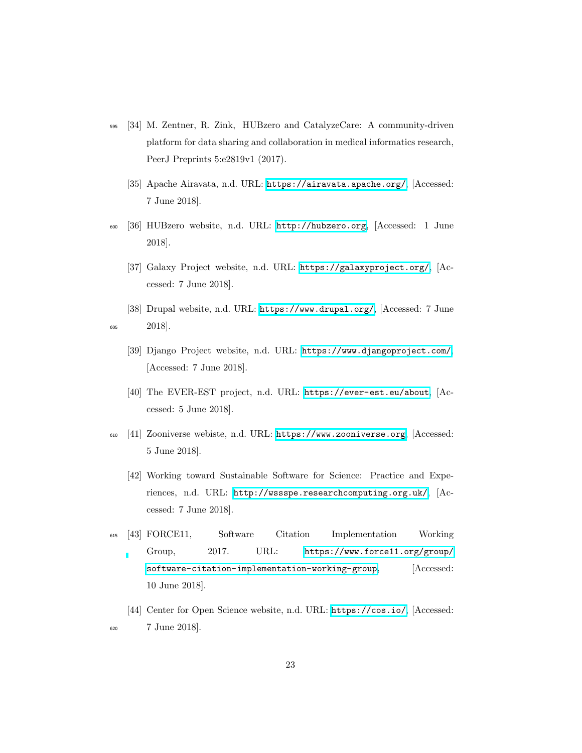[34] M. Zentner, R. Zink, HUBzero and CatalyzeCare: A community-driven platform for data sharing and collaboration in medical informatics research, PeerJ Preprints 5:e2819v1 (2017).

[35] Apache Airavata, n.d. URL: https://airavata.apache.org/, [Accessed: 7 June 2018].

[36] HUBzero website, n.d. URL: http://hubzero.org, [Accessed: 1 June 2018].

[37] Galaxy Project website, n.d. URL: https://galaxyproject.org/, [Accessed: 7 June 2018].

[38] Drupal website, n.d. URL: https://www.drupal.org/, [Accessed: 7 June 2018].

[39] Django Project website, n.d. URL: https://www.djangoproject.com/, [Accessed: 7 June 2018].

[40] The EVER-EST project, n.d. URL: https://ever-est.eu/about, [Accessed: 5 June 2018].

[41] Zooniverse webiste, n.d. URL: https://www.zooniverse.org, [Accessed: 5 June 2018].

[42] Working toward Sustainable Software for Science: Practice and Experiences, n.d. URL: http://wssspe.researchcomputing.org.uk/, [Accessed: 7 June 2018].

[43] FORCE11, Software Citation Implementation Working Group, 2017. URL: https://www.force11.org/group/software-citation-implementation-working-group, [Accessed: 10 June 2018].

[44] Center for Open Science website, n.d. URL: https://cos.io/, [Accessed: 7 June 2018].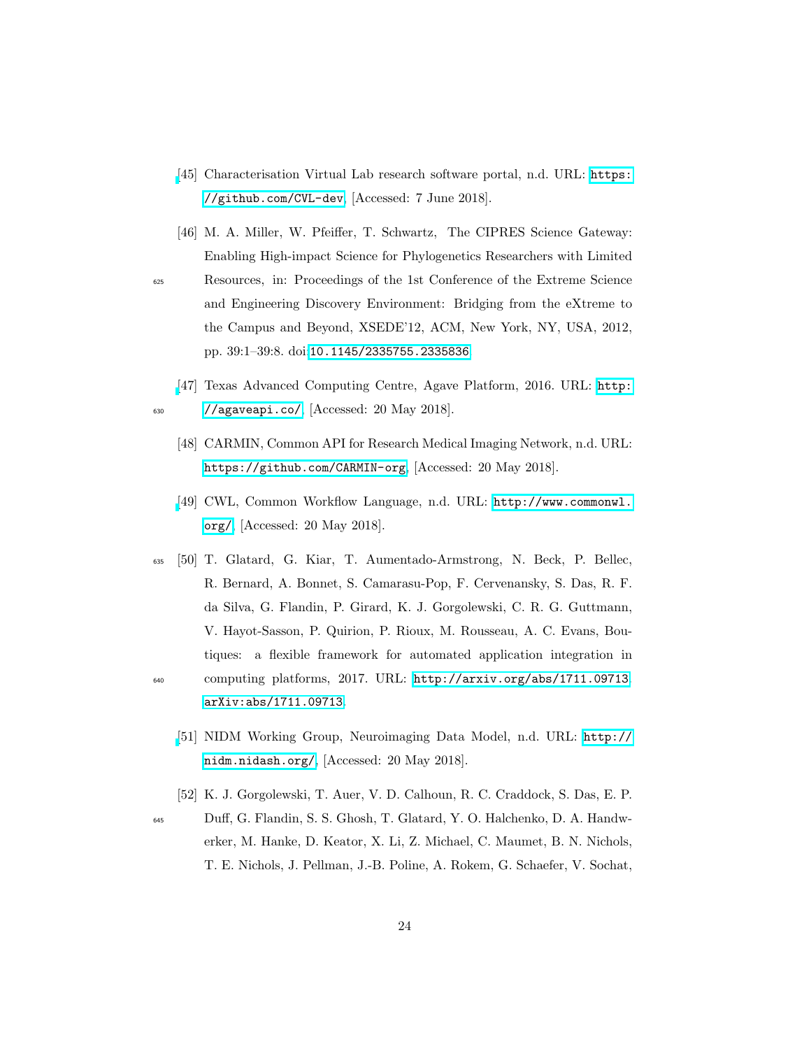[45] Characterisation Virtual Lab research software portal, n.d. URL: https://github.com/CVL-dev, [Accessed: 7 June 2018].

[46] M. A. Miller, W. Pfeiffer, T. Schwartz, The CIPRES Science Gateway: Enabling High-impact Science for Phylogenetics Researchers with Limited Resources, in: Proceedings of the 1st Conference of the Extreme Science and Engineering Discovery Environment: Bridging from the eXtreme to the Campus and Beyond, XSEDE'12, ACM, New York, NY, USA, 2012, pp. 39:1–39:8. doi:10.1145/2335755.2335836.

[47] Texas Advanced Computing Centre, Agave Platform, 2016. URL: http://agaveapi.co/, [Accessed: 20 May 2018].

[48] CARMIN, Common API for Research Medical Imaging Network, n.d. URL: https://github.com/CARMIN-org, [Accessed: 20 May 2018].

[49] CWL, Common Workflow Language, n.d. URL: http://www.commonwl.org/, [Accessed: 20 May 2018].

[50] T. Glatard, G. Kiar, T. Aumentado-Armstrong, N. Beck, P. Bellec, R. Bernard, A. Bonnet, S. Camarasu-Pop, F. Cervenansky, S. Das, R. F. da Silva, G. Flandin, P. Girard, K. J. Gorgolewski, C. R. G. Guttmann, V. Hayot-Sasson, P. Quirion, P. Rioux, M. Rousseau, A. C. Evans, Boutiques: a flexible framework for automated application integration in computing platforms, 2017. URL: http://arxiv.org/abs/1711.09713. arXiv:abs/1711.09713.

[51] NIDM Working Group, Neuroimaging Data Model, n.d. URL: http://nidm.nidash.org/, [Accessed: 20 May 2018].

[52] K. J. Gorgolewski, T. Auer, V. D. Calhoun, R. C. Craddock, S. Das, E. P. Duff, G. Flandin, S. S. Ghosh, T. Glatard, Y. O. Halchenko, D. A. Handwerker, M. Hanke, D. Keator, X. Li, Z. Michael, C. Maumet, B. N. Nichols, T. E. Nichols, J. Pellman, J.-B. Poline, A. Rokem, G. Schaefer, V. Sochat,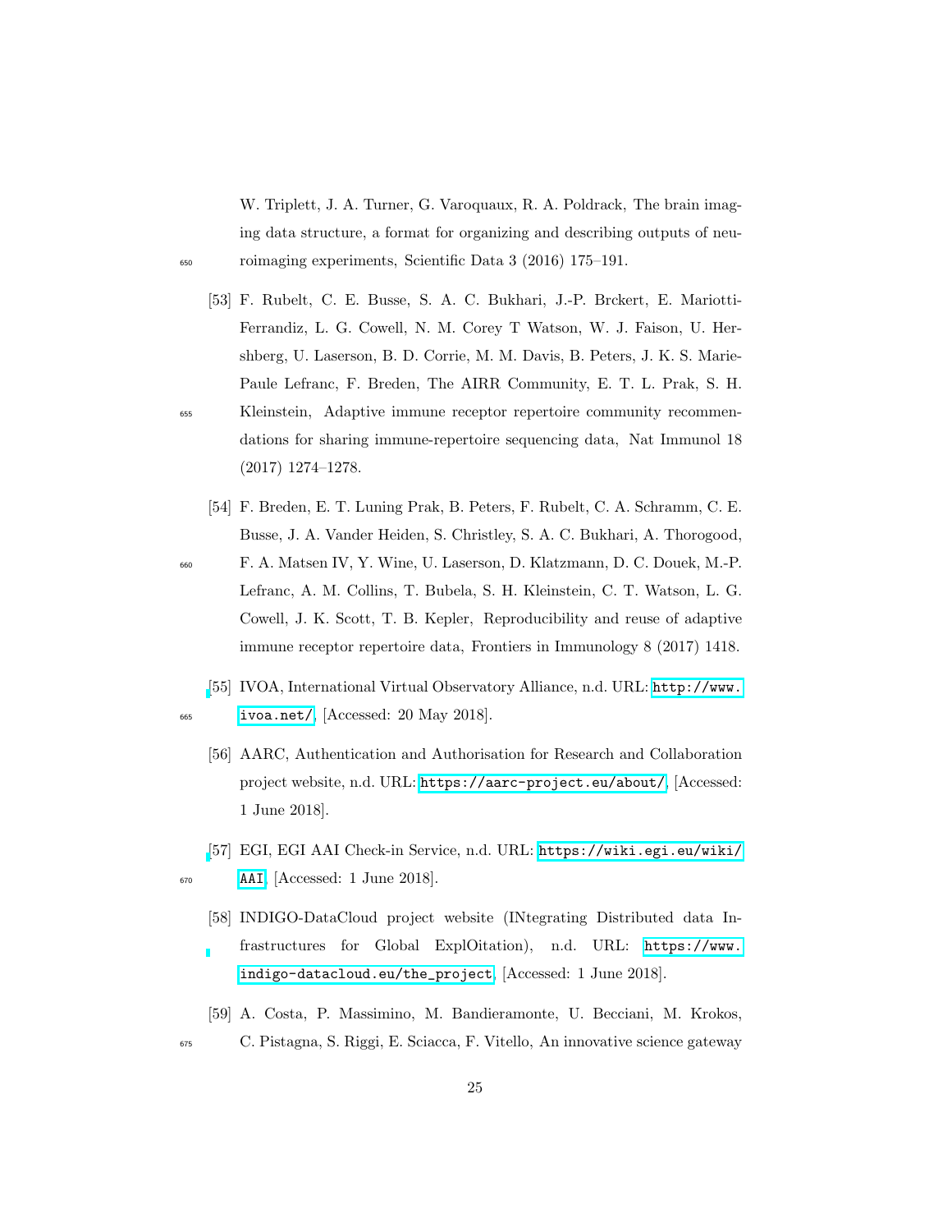W. Triplett, J. A. Turner, G. Varoquaux, R. A. Poldrack, The brain imaging data structure, a format for organizing and describing outputs of neuroimaging experiments, Scientific Data 3 (2016) 175–191.

[53] F. Rubelt, C. E. Busse, S. A. C. Bukhari, J.-P. Brckert, E. Mariotti-Ferrandiz, L. G. Cowell, N. M. Corey T Watson, W. J. Faison, U. Hershberg, U. Laserson, B. D. Corrie, M. M. Davis, B. Peters, J. K. S. Marie-Paule Lefranc, F. Breden, The AIRR Community, E. T. L. Prak, S. H. Kleinstein, Adaptive immune receptor repertoire community recommendations for sharing immune-repertoire sequencing data, Nat Immunol 18 (2017) 1274–1278.

[54] F. Breden, E. T. Luning Prak, B. Peters, F. Rubelt, C. A. Schramm, C. E. Busse, J. A. Vander Heiden, S. Christley, S. A. C. Bukhari, A. Thorogood, F. A. Matsen IV, Y. Wine, U. Laserson, D. Klatzmann, D. C. Douek, M.-P. Lefranc, A. M. Collins, T. Bubela, S. H. Kleinstein, C. T. Watson, L. G. Cowell, J. K. Scott, T. B. Kepler, Reproducibility and reuse of adaptive immune receptor repertoire data, Frontiers in Immunology 8 (2017) 1418.

[55] IVOA, International Virtual Observatory Alliance, n.d. URL: http://www.ivoa.net/, [Accessed: 20 May 2018].

[56] AARC, Authentication and Authorisation for Research and Collaboration project website, n.d. URL: https://aarc-project.eu/about/, [Accessed: 1 June 2018].

[57] EGI, EGI AAI Check-in Service, n.d. URL: https://wiki.egi.eu/wiki/AAI, [Accessed: 1 June 2018].

[58] INDIGO-DataCloud project website (INtegrating Distributed data Infrastructures for Global ExplOitation), n.d. URL: https://www.indigo-datacloud.eu/the_project, [Accessed: 1 June 2018].

[59] A. Costa, P. Massimino, M. Bandieramonte, U. Becciani, M. Krokos, C. Pistagna, S. Riggi, E. Sciacca, F. Vitello, An innovative science gateway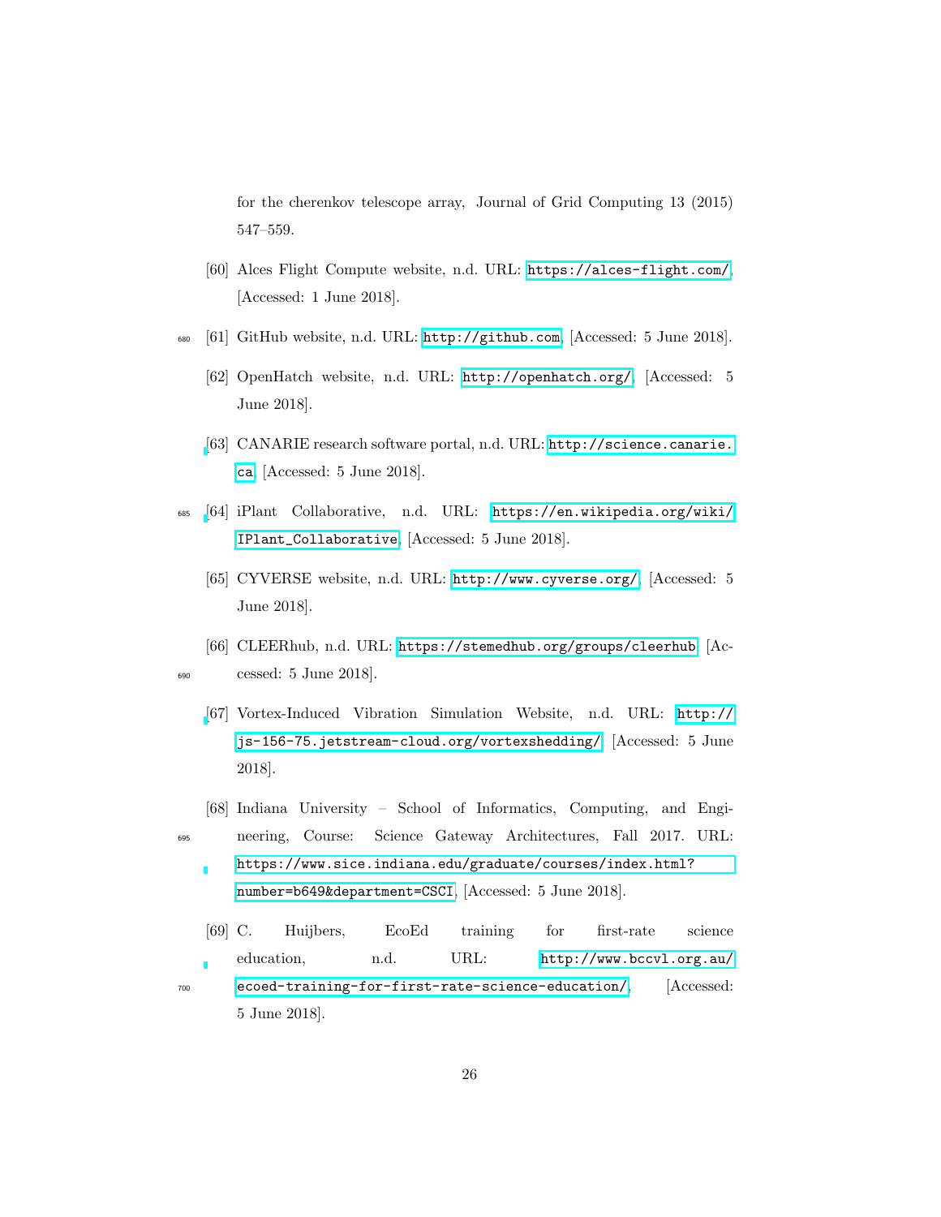for the cherenkov telescope array, Journal of Grid Computing 13 (2015) 547–559.

[60] Alces Flight Compute website, n.d. URL: https://alces-flight.com/, [Accessed: 1 June 2018].

[61] GitHub website, n.d. URL: http://github.com, [Accessed: 5 June 2018].

[62] OpenHatch website, n.d. URL: http://openhatch.org/, [Accessed: 5 June 2018].

[63] CANARIE research software portal, n.d. URL: http://science.canarie.ca, [Accessed: 5 June 2018].

[64] iPlant Collaborative, n.d. URL: https://en.wikipedia.org/wiki/IPlant_Collaborative, [Accessed: 5 June 2018].

[65] CYVERSE website, n.d. URL: http://www.cyverse.org/, [Accessed: 5 June 2018].

[66] CLEERhub, n.d. URL: https://stemedhub.org/groups/cleerhub, [Accessed: 5 June 2018].

[67] Vortex-Induced Vibration Simulation Website, n.d. URL: http://js-156-75.jetstream-cloud.org/vortexshedding/, [Accessed: 5 June 2018].

[68] Indiana University – School of Informatics, Computing, and Engineering, Course: Science Gateway Architectures, Fall 2017. URL: https://www.sice.indiana.edu/graduate/courses/index.html?number=b649&department=CSCI, [Accessed: 5 June 2018].

[69] C. Huijbers, EcoEd training for first-rate science education, n.d. URL: http://www.bccvl.org.au/ecoed-training-for-first-rate-science-education/, [Accessed: 5 June 2018].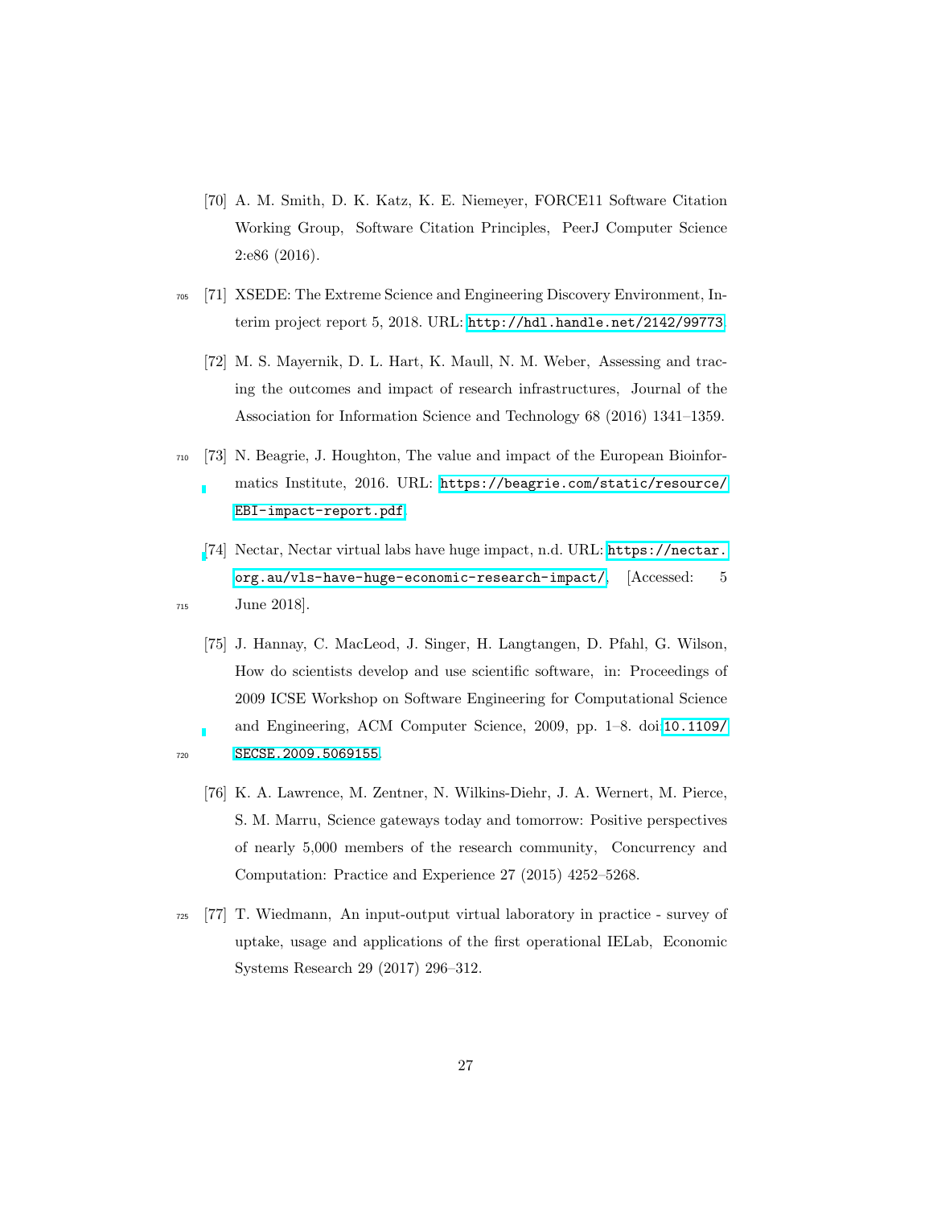[70] A. M. Smith, D. K. Katz, K. E. Niemeyer, FORCE11 Software Citation Working Group, Software Citation Principles, PeerJ Computer Science 2:e86 (2016).

[71] XSEDE: The Extreme Science and Engineering Discovery Environment, Interim project report 5, 2018. URL: http://hdl.handle.net/2142/99773.

[72] M. S. Mayernik, D. L. Hart, K. Maull, N. M. Weber, Assessing and tracing the outcomes and impact of research infrastructures, Journal of the Association for Information Science and Technology 68 (2016) 1341–1359.

[73] N. Beagrie, J. Houghton, The value and impact of the European Bioinformatics Institute, 2016. URL: https://beagrie.com/static/resource/EBI-impact-report.pdf.

[74] Nectar, Nectar virtual labs have huge impact, n.d. URL: https://nectar.org.au/vls-have-huge-economic-research-impact/, [Accessed: 5 June 2018].

[75] J. Hannay, C. MacLeod, J. Singer, H. Langtangen, D. Pfahl, G. Wilson, How do scientists develop and use scientific software, in: Proceedings of 2009 ICSE Workshop on Software Engineering for Computational Science and Engineering, ACM Computer Science, 2009, pp. 1–8. doi:10.1109/SECSE.2009.5069155.

[76] K. A. Lawrence, M. Zentner, N. Wilkins-Diehr, J. A. Wernert, M. Pierce, S. M. Marru, Science gateways today and tomorrow: Positive perspectives of nearly 5,000 members of the research community, Concurrency and Computation: Practice and Experience 27 (2015) 4252–5268.

[77] T. Wiedmann, An input-output virtual laboratory in practice - survey of uptake, usage and applications of the first operational IELab, Economic Systems Research 29 (2017) 296–312.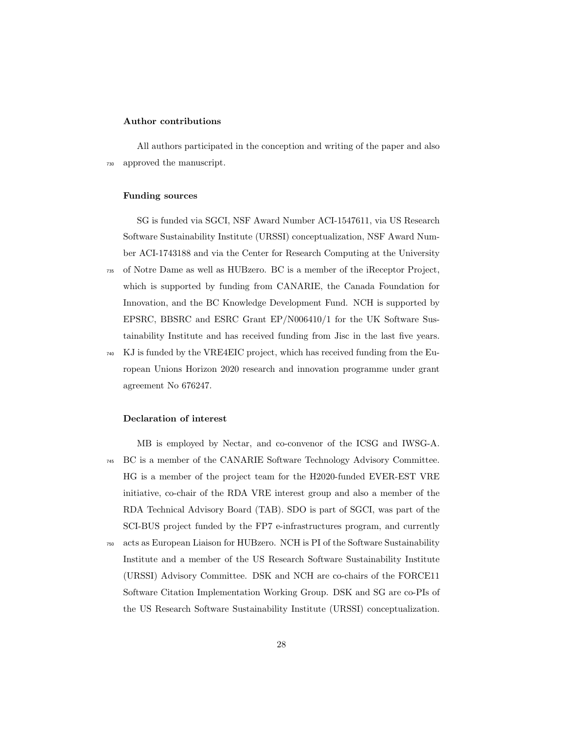### Author contributions

All authors participated in the conception and writing of the paper and also approved the manuscript.

### Funding sources

SG is funded via SGCI, NSF Award Number ACI-1547611, via US Research Software Sustainability Institute (URSSI) conceptualization, NSF Award Number ACI-1743188 and via the Center for Research Computing at the University of Notre Dame as well as HUBzero. BC is a member of the iReceptor Project, which is supported by funding from CANARIE, the Canada Foundation for Innovation, and the BC Knowledge Development Fund. NCH is supported by EPSRC, BBSRC and ESRC Grant EP/N006410/1 for the UK Software Sustainability Institute and has received funding from Jisc in the last five years. KJ is funded by the VRE4EIC project, which has received funding from the European Unions Horizon 2020 research and innovation programme under grant agreement No 676247.

### Declaration of interest

MB is employed by Nectar, and co-convenor of the ICSG and IWSG-A. BC is a member of the CANARIE Software Technology Advisory Committee. HG is a member of the project team for the H2020-funded EVER-EST VRE initiative, co-chair of the RDA VRE interest group and also a member of the RDA Technical Advisory Board (TAB). SDO is part of SGCI, was part of the SCI-BUS project funded by the FP7 e-infrastructures program, and currently acts as European Liaison for HUBzero. NCH is PI of the Software Sustainability Institute and a member of the US Research Software Sustainability Institute (URSSI) Advisory Committee. DSK and NCH are co-chairs of the FORCE11 Software Citation Implementation Working Group. DSK and SG are co-PIs of the US Research Software Sustainability Institute (URSSI) conceptualization.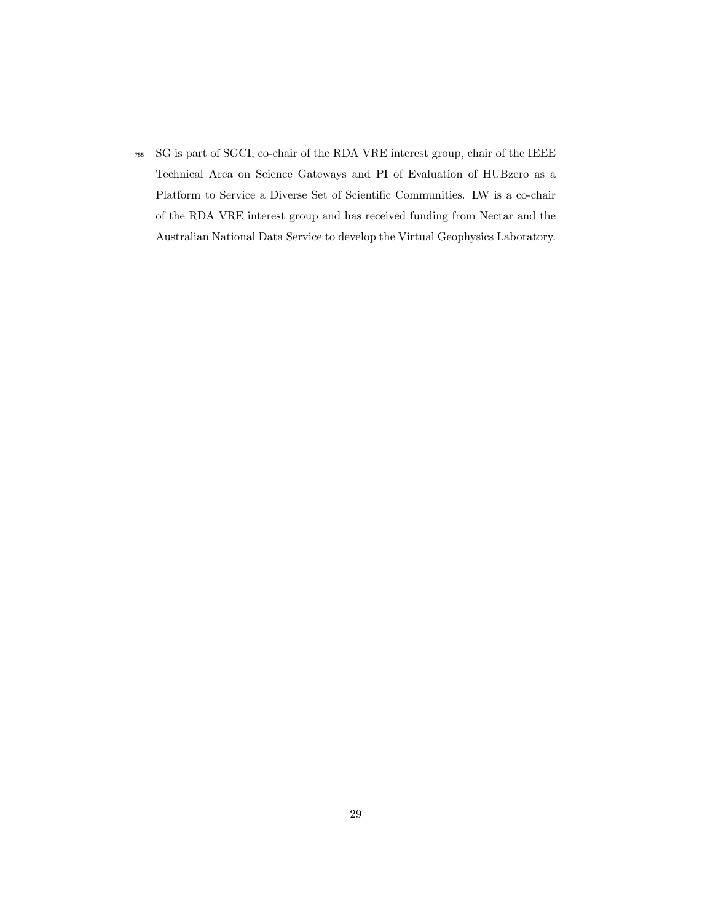SG is part of SGCI, co-chair of the RDA VRE interest group, chair of the IEEE Technical Area on Science Gateways and PI of Evaluation of HUBzero as a Platform to Service a Diverse Set of Scientific Communities. LW is a co-chair of the RDA VRE interest group and has received funding from Nectar and the Australian National Data Service to develop the Virtual Geophysics Laboratory.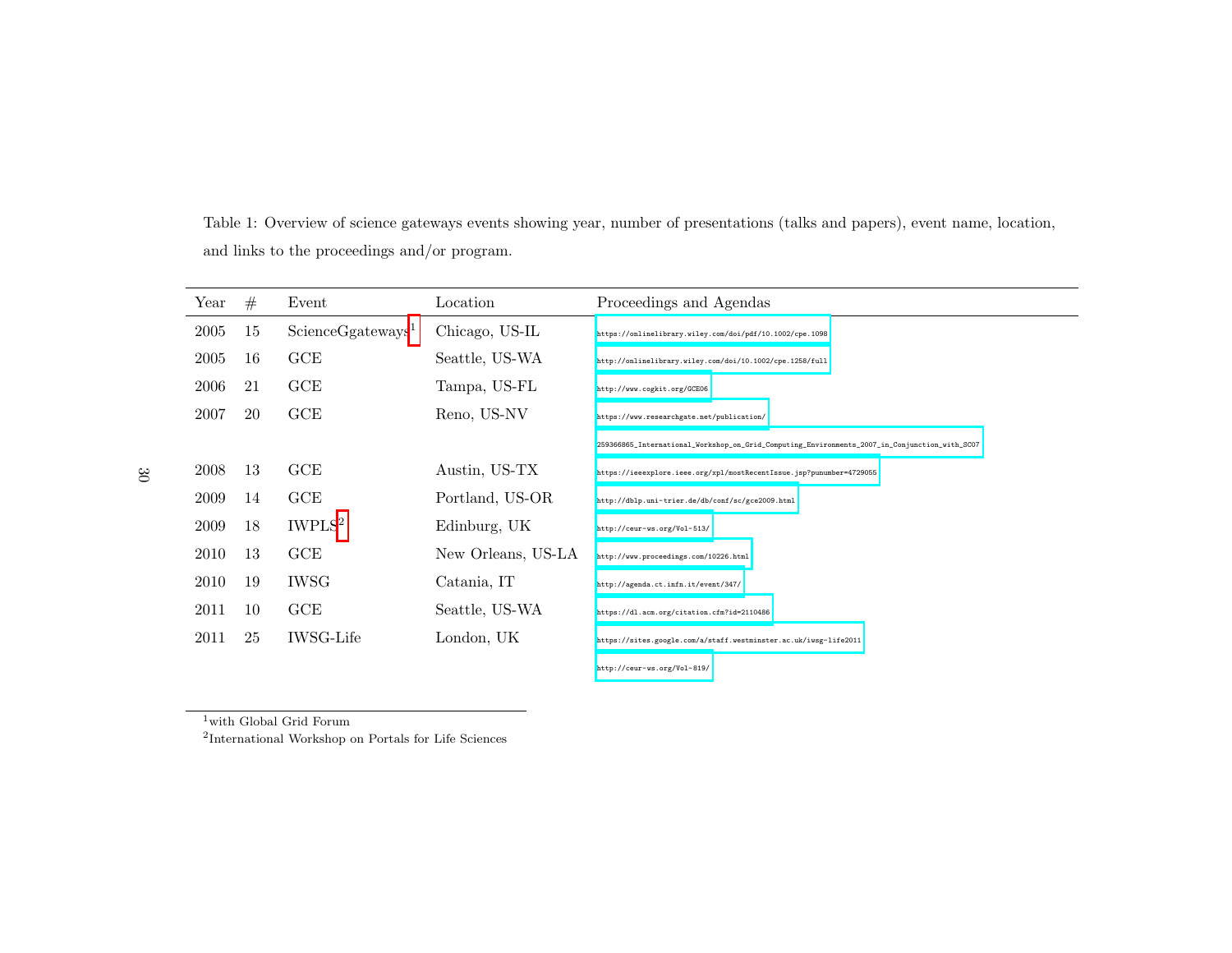Table 1: Overview of science gateways events showing year, number of presentations (talks and papers), event name, location, and links to the proceedings and/or program.

| Year | # | Event | Location | Proceedings and Agendas |
|---|---|---|---|---|
| 2005 | 15 | ScienceGgateways[1] | Chicago, US-IL | https://onlinelibrary.wiley.com/doi/pdf/10.1002/cpe.1098 |
| 2005 | 16 | GCE | Seattle, US-WA | http://onlinelibrary.wiley.com/doi/10.1002/cpe.1258/full |
| 2006 | 21 | GCE | Tampa, US-FL | http://www.cogkit.org/GCE06 |
| 2007 | 20 | GCE | Reno, US-NV | https://www.researchgate.net/publication/ 259366865_International_Workshop_on_Grid_Computing_Environments_2007_in_Conjunction_with_SC07 |
| 2008 | 13 | GCE | Austin, US-TX | https://ieeexplore.ieee.org/xpl/mostRecentIssue.jsp?punumber=4729055 |
| 2009 | 14 | GCE | Portland, US-OR | http://dblp.uni-trier.de/db/conf/sc/gce2009.html |
| 2009 | 18 | IWPLS[2] | Edinburg, UK | http://ceur-ws.org/Vol-513/ |
| 2010 | 13 | GCE | New Orleans, US-LA | http://www.proceedings.com/10226.html |
| 2010 | 19 | IWSG | Catania, IT | http://agenda.ct.infn.it/event/347/ |
| 2011 | 10 | GCE | Seattle, US-WA | https://dl.acm.org/citation.cfm?id=2110486 |
| 2011 | 25 | IWSG-Life | London, UK | https://sites.google.com/a/staff.westminster.ac.uk/iwsg-life2011 http://ceur-ws.org/Vol-819/ |

[1]with Global Grid Forum

[2]International Workshop on Portals for Life Sciences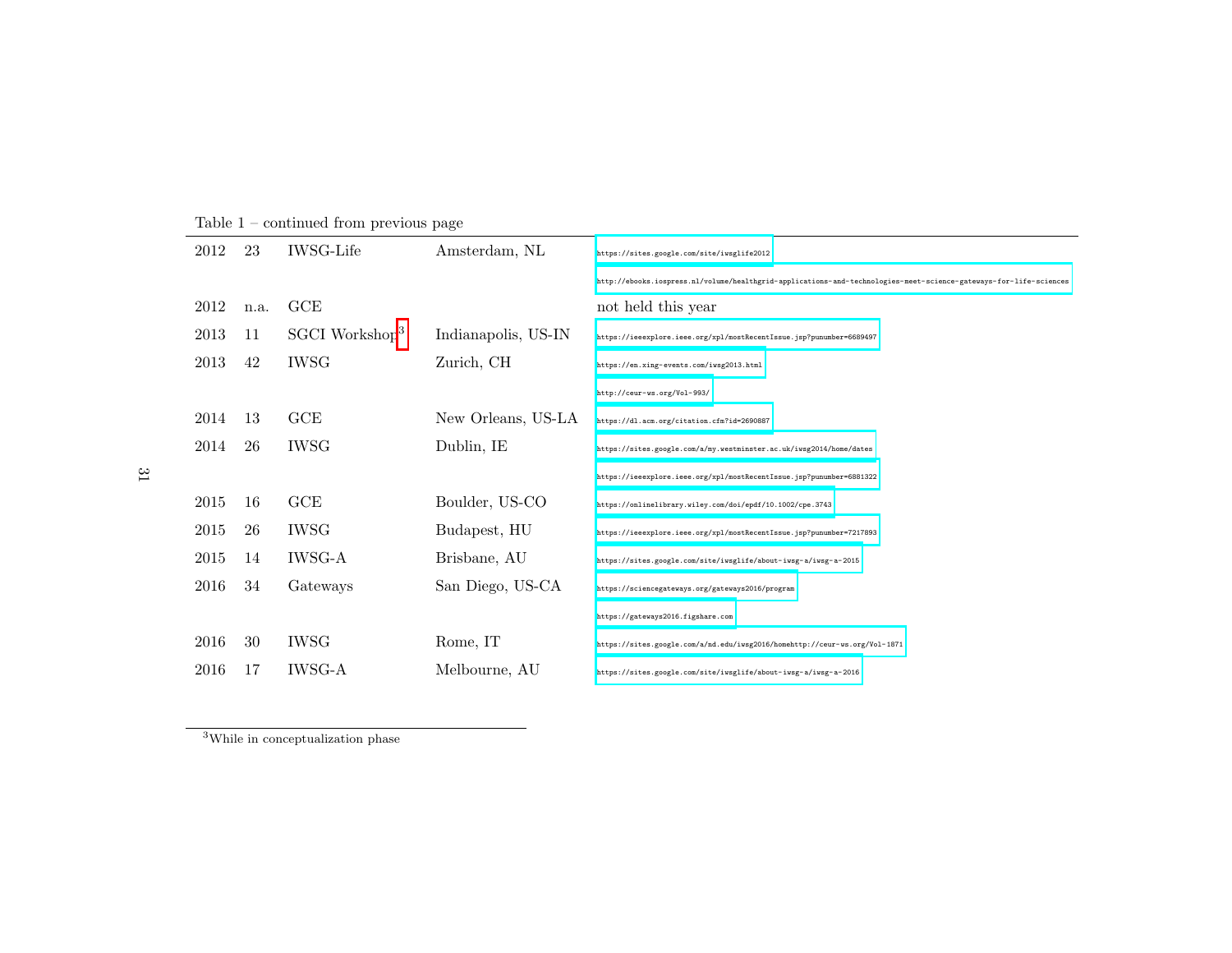Table 1 – continued from previous page

| | | | | |
|---|---|---|---|---|
| 2012 | 23 | IWSG-Life | Amsterdam, NL | https://sites.google.com/site/iwsglife2012 |
| | | | | http://ebooks.iospress.nl/volume/healthgrid-applications-and-technologies-meet-science-gateways-for-life-sciences |
| 2012 | n.a. | GCE | | not held this year |
| 2013 | 11 | SGCI Workshop[3] | Indianapolis, US-IN | https://ieeexplore.ieee.org/xpl/mostRecentIssue.jsp?punumber=6689497 |
| 2013 | 42 | IWSG | Zurich, CH | https://en.xing-events.com/iwsg2013.html |
| | | | | http://ceur-ws.org/Vol-993/ |
| 2014 | 13 | GCE | New Orleans, US-LA | https://dl.acm.org/citation.cfm?id=2690887 |
| 2014 | 26 | IWSG | Dublin, IE | https://sites.google.com/a/my.westminster.ac.uk/iwsg2014/home/dates |
| | | | | https://ieeexplore.ieee.org/xpl/mostRecentIssue.jsp?punumber=6881322 |
| 2015 | 16 | GCE | Boulder, US-CO | https://onlinelibrary.wiley.com/doi/epdf/10.1002/cpe.3743 |
| 2015 | 26 | IWSG | Budapest, HU | https://ieeexplore.ieee.org/xpl/mostRecentIssue.jsp?punumber=7217893 |
| 2015 | 14 | IWSG-A | Brisbane, AU | https://sites.google.com/site/iwsglife/about-iwsg-a/iwsg-a-2015 |
| 2016 | 34 | Gateways | San Diego, US-CA | https://sciencegateways.org/gateways2016/program |
| | | | | https://gateways2016.figshare.com |
| 2016 | 30 | IWSG | Rome, IT | https://sites.google.com/a/nd.edu/iwsg2016/homehttp://ceur-ws.org/Vol-1871 |
| 2016 | 17 | IWSG-A | Melbourne, AU | https://sites.google.com/site/iwsglife/about-iwsg-a/iwsg-a-2016 |

[3] While in conceptualization phase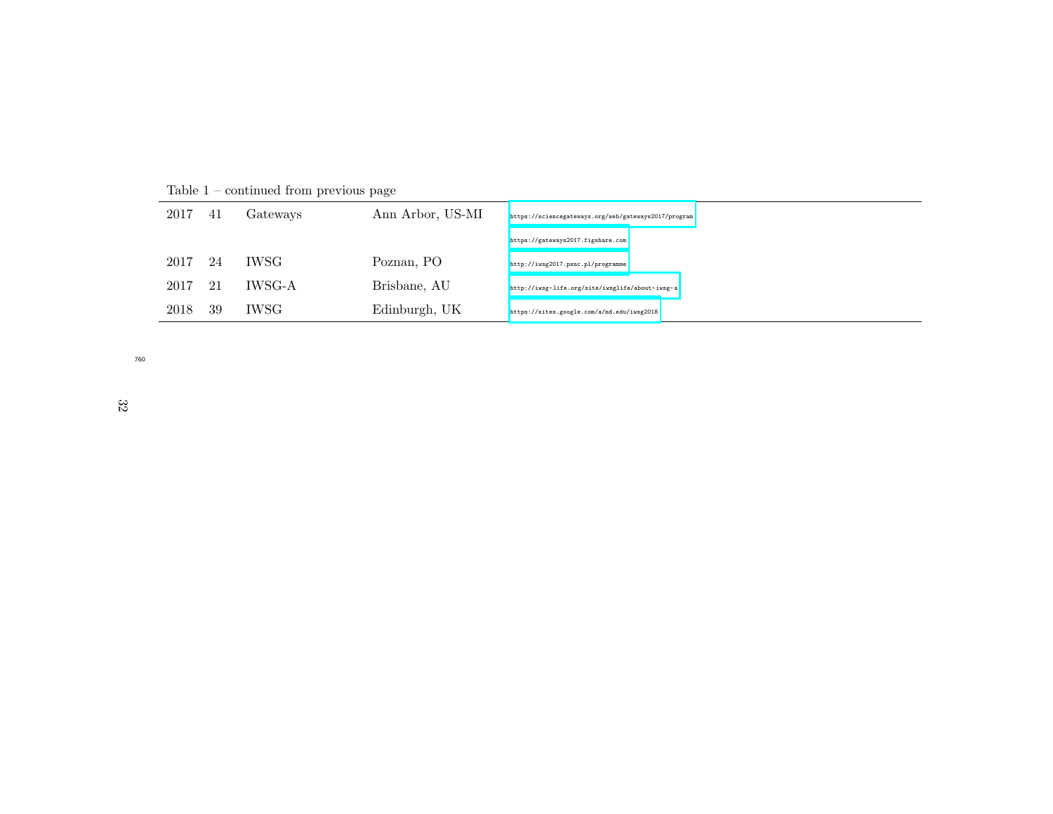Table 1 – continued from previous page

| | | | | |
|---|---|---|---|---|
| 2017 | 41 | Gateways | Ann Arbor, US-MI | https://sciencegateways.org/web/gateways2017/program |
| | | | | https://gateways2017.figshare.com |
| 2017 | 24 | IWSG | Poznan, PO | http://iwsg2017.psnc.pl/programme |
| 2017 | 21 | IWSG-A | Brisbane, AU | http://iwsg-life.org/site/iwsglife/about-iwsg-a |
| 2018 | 39 | IWSG | Edinburgh, UK | https://sites.google.com/a/nd.edu/iwsg2018 |

760